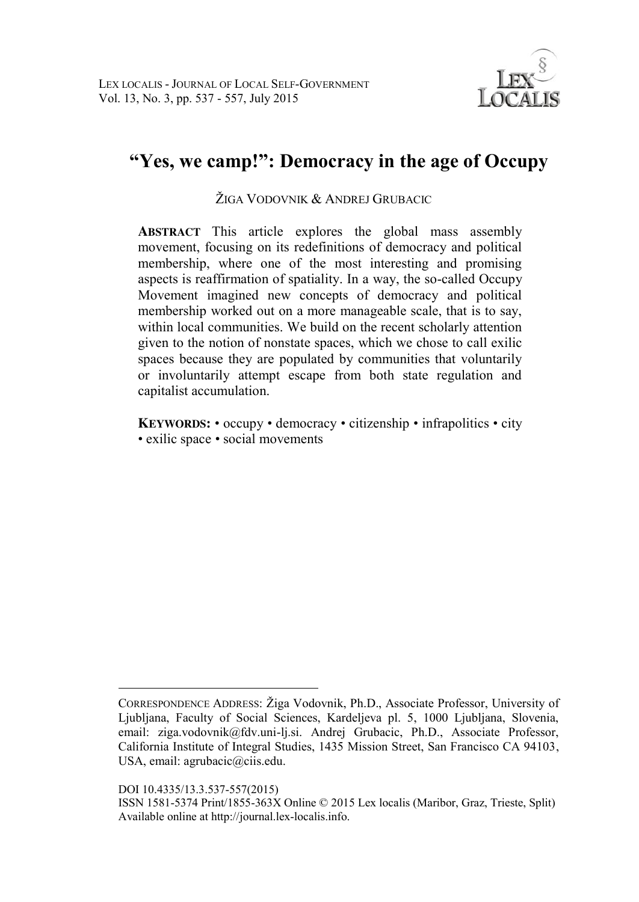# “Yes, we camp!”: Democracy in the age of Occupy

ŽIGA VODOVNIK & ANDREJ GRUBACIC

**ABSTRACT** This article explores the global mass assembly movement, focusing on its redefinitions of democracy and political membership, where one of the most interesting and promising aspects is reaffirmation of spatiality. In a way, the so-called Occupy Movement imagined new concepts of democracy and political membership worked out on a more manageable scale, that is to say, within local communities. We build on the recent scholarly attention given to the notion of nonstate spaces, which we chose to call exilic spaces because they are populated by communities that voluntarily or involuntarily attempt escape from both state regulation and capitalist accumulation.

**KEYWORDS:** • occupy • democracy • citizenship • infrapolitics • city • exilic space • social movements

---

CORRESPONDENCE ADDRESS: Žiga Vodovnik, Ph.D., Associate Professor, University of Ljubljana, Faculty of Social Sciences, Kardeljeva pl. 5, 1000 Ljubljana, Slovenia, email: ziga.vodovnik@fdv.uni-lj.si. Andrej Grubacic, Ph.D., Associate Professor, California Institute of Integral Studies, 1435 Mission Street, San Francisco CA 94103, USA, email: agrubacic@ciis.edu.

DOI 10.4335/13.3.537-557(2015)
ISSN 1581-5374 Print/1855-363X Online © 2015 Lex localis (Maribor, Graz, Trieste, Split)
Available online at http://journal.lex-localis.info.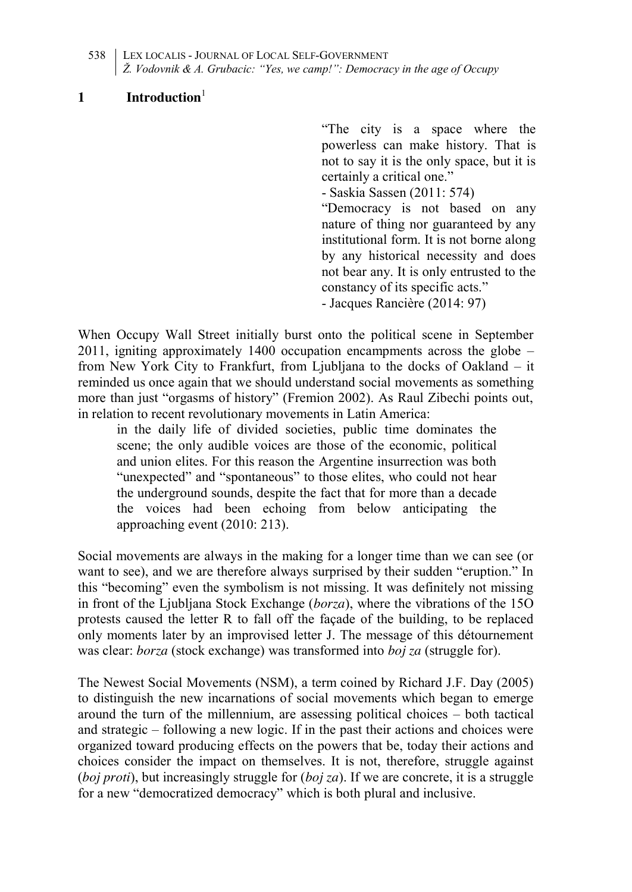# 1 Introduction[1]

> "The city is a space where the powerless can make history. That is not to say it is the only space, but it is certainly a critical one."
> - Saskia Sassen (2011: 574)
>
> "Democracy is not based on any nature of thing nor guaranteed by any institutional form. It is not borne along by any historical necessity and does not bear any. It is only entrusted to the constancy of its specific acts."
> - Jacques Rancière (2014: 97)

When Occupy Wall Street initially burst onto the political scene in September 2011, igniting approximately 1400 occupation encampments across the globe – from New York City to Frankfurt, from Ljubljana to the docks of Oakland – it reminded us once again that we should understand social movements as something more than just "orgasms of history" (Fremion 2002). As Raul Zibechi points out, in relation to recent revolutionary movements in Latin America:

> in the daily life of divided societies, public time dominates the scene; the only audible voices are those of the economic, political and union elites. For this reason the Argentine insurrection was both "unexpected" and "spontaneous" to those elites, who could not hear the underground sounds, despite the fact that for more than a decade the voices had been echoing from below anticipating the approaching event (2010: 213).

Social movements are always in the making for a longer time than we can see (or want to see), and we are therefore always surprised by their sudden "eruption." In this "becoming" even the symbolism is not missing. It was definitely not missing in front of the Ljubljana Stock Exchange (*borza*), where the vibrations of the 15O protests caused the letter R to fall off the façade of the building, to be replaced only moments later by an improvised letter J. The message of this détournement was clear: *borza* (stock exchange) was transformed into *boj za* (struggle for).

The Newest Social Movements (NSM), a term coined by Richard J.F. Day (2005) to distinguish the new incarnations of social movements which began to emerge around the turn of the millennium, are assessing political choices – both tactical and strategic – following a new logic. If in the past their actions and choices were organized toward producing effects on the powers that be, today their actions and choices consider the impact on themselves. It is not, therefore, struggle against (*boj proti*), but increasingly struggle for (*boj za*). If we are concrete, it is a struggle for a new "democratized democracy" which is both plural and inclusive.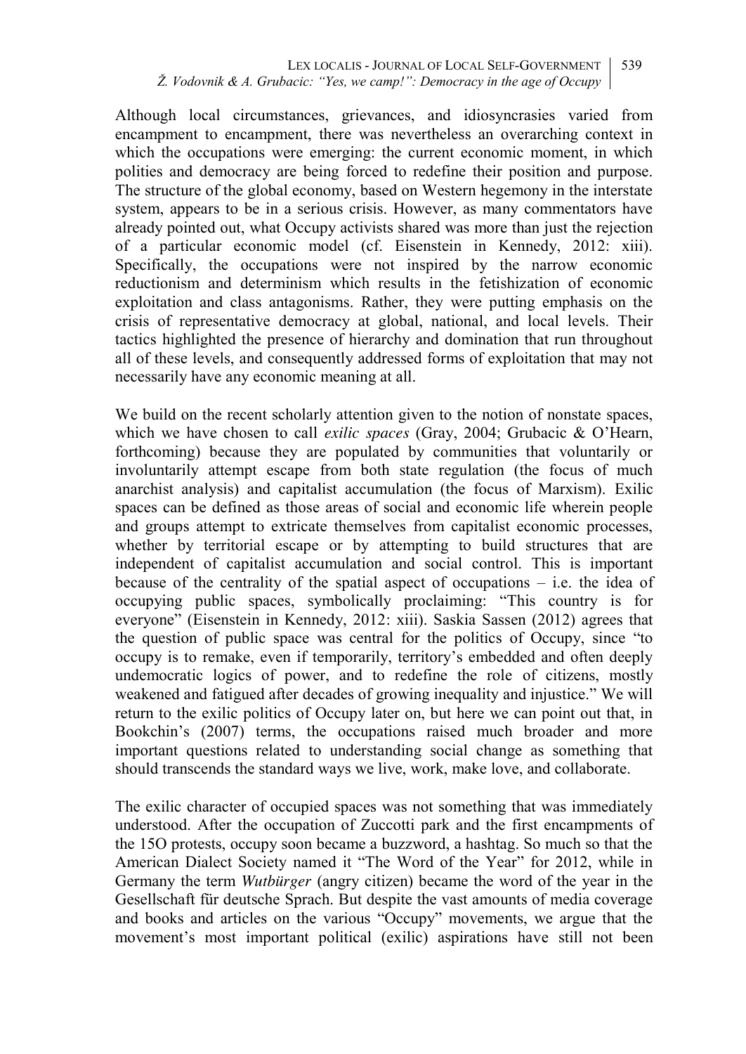Although local circumstances, grievances, and idiosyncrasies varied from encampment to encampment, there was nevertheless an overarching context in which the occupations were emerging: the current economic moment, in which polities and democracy are being forced to redefine their position and purpose. The structure of the global economy, based on Western hegemony in the interstate system, appears to be in a serious crisis. However, as many commentators have already pointed out, what Occupy activists shared was more than just the rejection of a particular economic model (cf. Eisenstein in Kennedy, 2012: xiii). Specifically, the occupations were not inspired by the narrow economic reductionism and determinism which results in the fetishization of economic exploitation and class antagonisms. Rather, they were putting emphasis on the crisis of representative democracy at global, national, and local levels. Their tactics highlighted the presence of hierarchy and domination that run throughout all of these levels, and consequently addressed forms of exploitation that may not necessarily have any economic meaning at all.

We build on the recent scholarly attention given to the notion of nonstate spaces, which we have chosen to call *exilic spaces* (Gray, 2004; Grubacic & O'Hearn, forthcoming) because they are populated by communities that voluntarily or involuntarily attempt escape from both state regulation (the focus of much anarchist analysis) and capitalist accumulation (the focus of Marxism). Exilic spaces can be defined as those areas of social and economic life wherein people and groups attempt to extricate themselves from capitalist economic processes, whether by territorial escape or by attempting to build structures that are independent of capitalist accumulation and social control. This is important because of the centrality of the spatial aspect of occupations – i.e. the idea of occupying public spaces, symbolically proclaiming: "This country is for everyone" (Eisenstein in Kennedy, 2012: xiii). Saskia Sassen (2012) agrees that the question of public space was central for the politics of Occupy, since "to occupy is to remake, even if temporarily, territory's embedded and often deeply undemocratic logics of power, and to redefine the role of citizens, mostly weakened and fatigued after decades of growing inequality and injustice." We will return to the exilic politics of Occupy later on, but here we can point out that, in Bookchin's (2007) terms, the occupations raised much broader and more important questions related to understanding social change as something that should transcends the standard ways we live, work, make love, and collaborate.

The exilic character of occupied spaces was not something that was immediately understood. After the occupation of Zuccotti park and the first encampments of the 15O protests, occupy soon became a buzzword, a hashtag. So much so that the American Dialect Society named it "The Word of the Year" for 2012, while in Germany the term *Wutbürger* (angry citizen) became the word of the year in the Gesellschaft für deutsche Sprach. But despite the vast amounts of media coverage and books and articles on the various "Occupy" movements, we argue that the movement's most important political (exilic) aspirations have still not been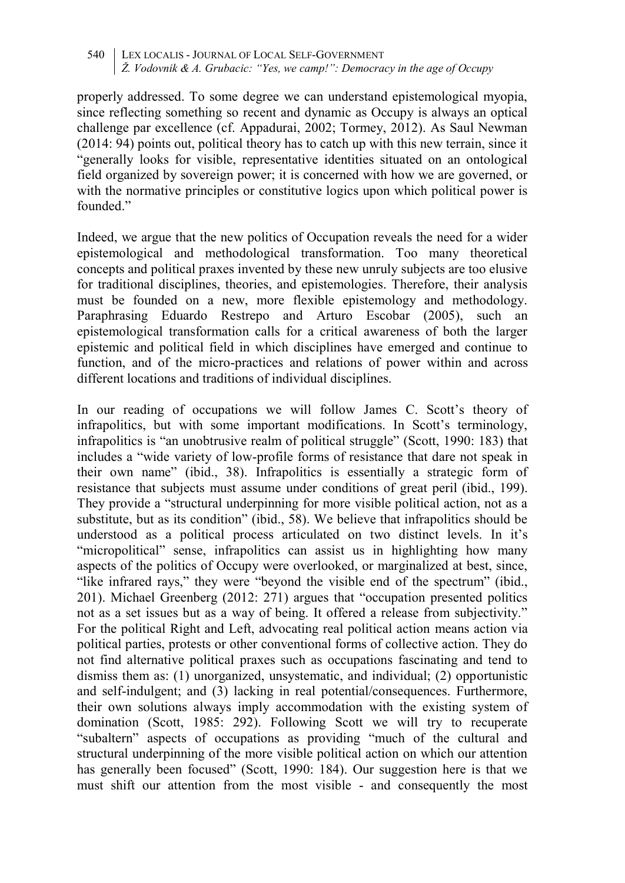properly addressed. To some degree we can understand epistemological myopia, since reflecting something so recent and dynamic as Occupy is always an optical challenge par excellence (cf. Appadurai, 2002; Tormey, 2012). As Saul Newman (2014: 94) points out, political theory has to catch up with this new terrain, since it "generally looks for visible, representative identities situated on an ontological field organized by sovereign power; it is concerned with how we are governed, or with the normative principles or constitutive logics upon which political power is founded."

Indeed, we argue that the new politics of Occupation reveals the need for a wider epistemological and methodological transformation. Too many theoretical concepts and political praxes invented by these new unruly subjects are too elusive for traditional disciplines, theories, and epistemologies. Therefore, their analysis must be founded on a new, more flexible epistemology and methodology. Paraphrasing Eduardo Restrepo and Arturo Escobar (2005), such an epistemological transformation calls for a critical awareness of both the larger epistemic and political field in which disciplines have emerged and continue to function, and of the micro-practices and relations of power within and across different locations and traditions of individual disciplines.

In our reading of occupations we will follow James C. Scott's theory of infrapolitics, but with some important modifications. In Scott's terminology, infrapolitics is "an unobtrusive realm of political struggle" (Scott, 1990: 183) that includes a "wide variety of low-profile forms of resistance that dare not speak in their own name" (ibid., 38). Infrapolitics is essentially a strategic form of resistance that subjects must assume under conditions of great peril (ibid., 199). They provide a "structural underpinning for more visible political action, not as a substitute, but as its condition" (ibid., 58). We believe that infrapolitics should be understood as a political process articulated on two distinct levels. In it's "micropolitical" sense, infrapolitics can assist us in highlighting how many aspects of the politics of Occupy were overlooked, or marginalized at best, since, "like infrared rays," they were "beyond the visible end of the spectrum" (ibid., 201). Michael Greenberg (2012: 271) argues that "occupation presented politics not as a set issues but as a way of being. It offered a release from subjectivity." For the political Right and Left, advocating real political action means action via political parties, protests or other conventional forms of collective action. They do not find alternative political praxes such as occupations fascinating and tend to dismiss them as: (1) unorganized, unsystematic, and individual; (2) opportunistic and self-indulgent; and (3) lacking in real potential/consequences. Furthermore, their own solutions always imply accommodation with the existing system of domination (Scott, 1985: 292). Following Scott we will try to recuperate "subaltern" aspects of occupations as providing "much of the cultural and structural underpinning of the more visible political action on which our attention has generally been focused" (Scott, 1990: 184). Our suggestion here is that we must shift our attention from the most visible - and consequently the most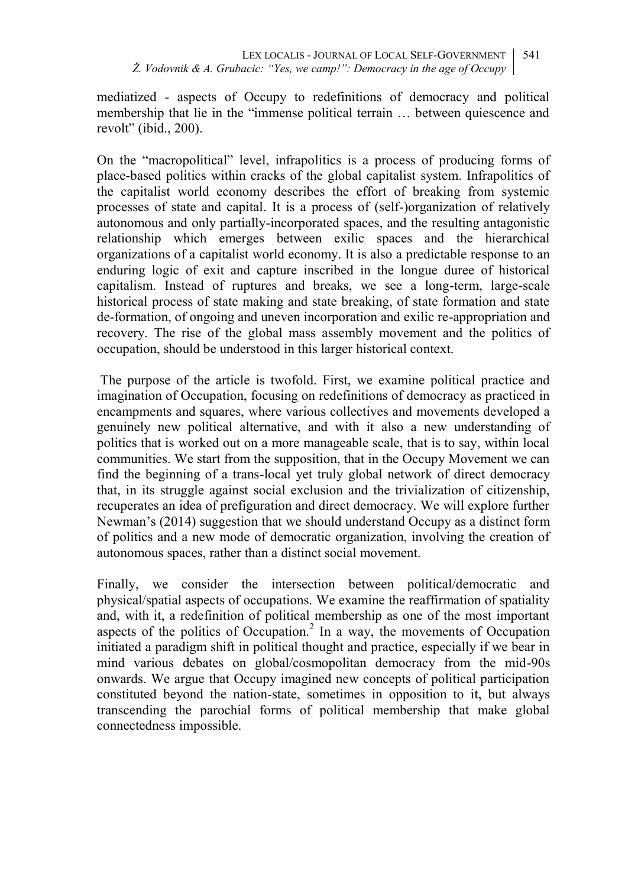mediatized - aspects of Occupy to redefinitions of democracy and political membership that lie in the "immense political terrain … between quiescence and revolt" (ibid., 200).

On the "macropolitical" level, infrapolitics is a process of producing forms of place-based politics within cracks of the global capitalist system. Infrapolitics of the capitalist world economy describes the effort of breaking from systemic processes of state and capital. It is a process of (self-)organization of relatively autonomous and only partially-incorporated spaces, and the resulting antagonistic relationship which emerges between exilic spaces and the hierarchical organizations of a capitalist world economy. It is also a predictable response to an enduring logic of exit and capture inscribed in the longue duree of historical capitalism. Instead of ruptures and breaks, we see a long-term, large-scale historical process of state making and state breaking, of state formation and state de-formation, of ongoing and uneven incorporation and exilic re-appropriation and recovery. The rise of the global mass assembly movement and the politics of occupation, should be understood in this larger historical context.

The purpose of the article is twofold. First, we examine political practice and imagination of Occupation, focusing on redefinitions of democracy as practiced in encampments and squares, where various collectives and movements developed a genuinely new political alternative, and with it also a new understanding of politics that is worked out on a more manageable scale, that is to say, within local communities. We start from the supposition, that in the Occupy Movement we can find the beginning of a trans-local yet truly global network of direct democracy that, in its struggle against social exclusion and the trivialization of citizenship, recuperates an idea of prefiguration and direct democracy. We will explore further Newman's (2014) suggestion that we should understand Occupy as a distinct form of politics and a new mode of democratic organization, involving the creation of autonomous spaces, rather than a distinct social movement.

Finally, we consider the intersection between political/democratic and physical/spatial aspects of occupations. We examine the reaffirmation of spatiality and, with it, a redefinition of political membership as one of the most important aspects of the politics of Occupation.[2] In a way, the movements of Occupation initiated a paradigm shift in political thought and practice, especially if we bear in mind various debates on global/cosmopolitan democracy from the mid-90s onwards. We argue that Occupy imagined new concepts of political participation constituted beyond the nation-state, sometimes in opposition to it, but always transcending the parochial forms of political membership that make global connectedness impossible.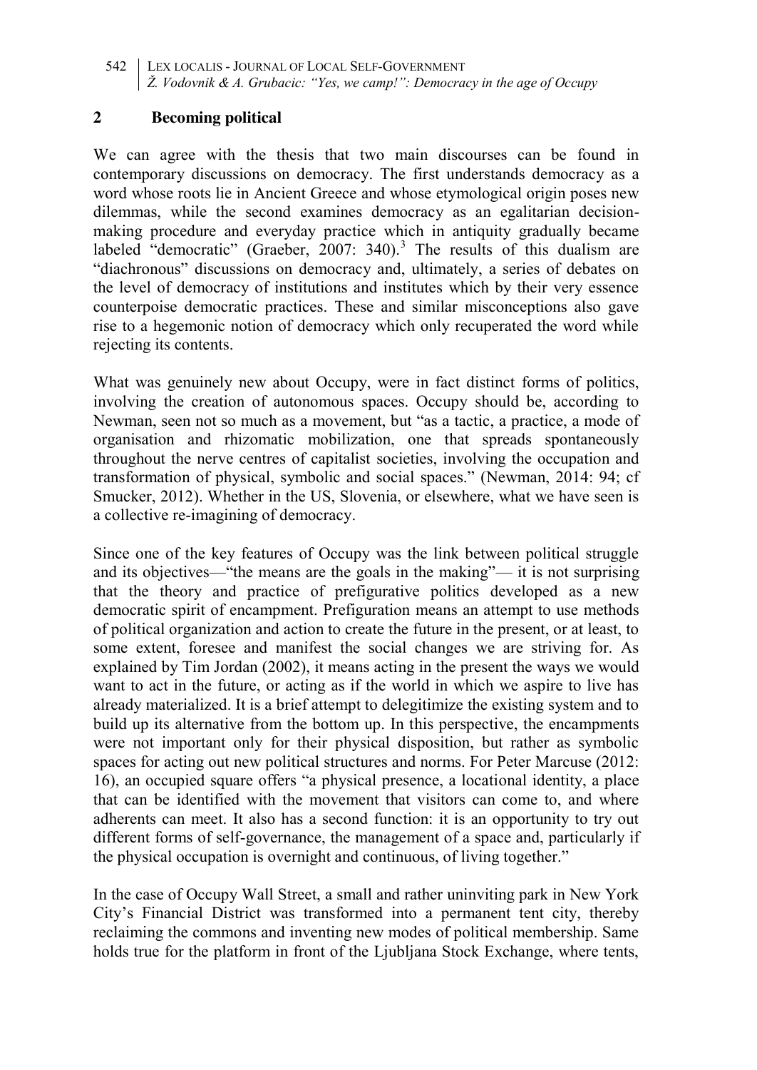## 2 Becoming political

We can agree with the thesis that two main discourses can be found in contemporary discussions on democracy. The first understands democracy as a word whose roots lie in Ancient Greece and whose etymological origin poses new dilemmas, while the second examines democracy as an egalitarian decision-making procedure and everyday practice which in antiquity gradually became labeled "democratic" (Graeber, 2007: 340).[3] The results of this dualism are "diachronous" discussions on democracy and, ultimately, a series of debates on the level of democracy of institutions and institutes which by their very essence counterpoise democratic practices. These and similar misconceptions also gave rise to a hegemonic notion of democracy which only recuperated the word while rejecting its contents.

What was genuinely new about Occupy, were in fact distinct forms of politics, involving the creation of autonomous spaces. Occupy should be, according to Newman, seen not so much as a movement, but "as a tactic, a practice, a mode of organisation and rhizomatic mobilization, one that spreads spontaneously throughout the nerve centres of capitalist societies, involving the occupation and transformation of physical, symbolic and social spaces." (Newman, 2014: 94; cf Smucker, 2012). Whether in the US, Slovenia, or elsewhere, what we have seen is a collective re-imagining of democracy.

Since one of the key features of Occupy was the link between political struggle and its objectives—"the means are the goals in the making"— it is not surprising that the theory and practice of prefigurative politics developed as a new democratic spirit of encampment. Prefiguration means an attempt to use methods of political organization and action to create the future in the present, or at least, to some extent, foresee and manifest the social changes we are striving for. As explained by Tim Jordan (2002), it means acting in the present the ways we would want to act in the future, or acting as if the world in which we aspire to live has already materialized. It is a brief attempt to delegitimize the existing system and to build up its alternative from the bottom up. In this perspective, the encampments were not important only for their physical disposition, but rather as symbolic spaces for acting out new political structures and norms. For Peter Marcuse (2012: 16), an occupied square offers "a physical presence, a locational identity, a place that can be identified with the movement that visitors can come to, and where adherents can meet. It also has a second function: it is an opportunity to try out different forms of self-governance, the management of a space and, particularly if the physical occupation is overnight and continuous, of living together."

In the case of Occupy Wall Street, a small and rather uninviting park in New York City's Financial District was transformed into a permanent tent city, thereby reclaiming the commons and inventing new modes of political membership. Same holds true for the platform in front of the Ljubljana Stock Exchange, where tents,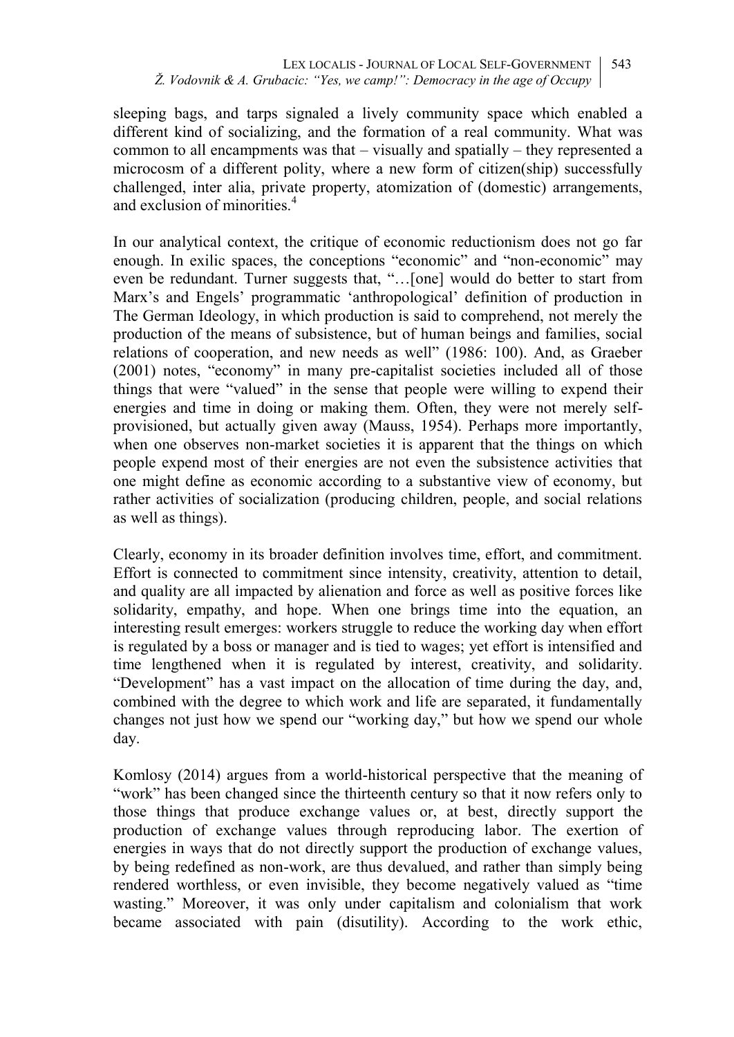sleeping bags, and tarps signaled a lively community space which enabled a different kind of socializing, and the formation of a real community. What was common to all encampments was that – visually and spatially – they represented a microcosm of a different polity, where a new form of citizen(ship) successfully challenged, inter alia, private property, atomization of (domestic) arrangements, and exclusion of minorities.[4]

In our analytical context, the critique of economic reductionism does not go far enough. In exilic spaces, the conceptions "economic" and "non-economic" may even be redundant. Turner suggests that, "…[one] would do better to start from Marx's and Engels' programmatic 'anthropological' definition of production in The German Ideology, in which production is said to comprehend, not merely the production of the means of subsistence, but of human beings and families, social relations of cooperation, and new needs as well" (1986: 100). And, as Graeber (2001) notes, "economy" in many pre-capitalist societies included all of those things that were "valued" in the sense that people were willing to expend their energies and time in doing or making them. Often, they were not merely self-provisioned, but actually given away (Mauss, 1954). Perhaps more importantly, when one observes non-market societies it is apparent that the things on which people expend most of their energies are not even the subsistence activities that one might define as economic according to a substantive view of economy, but rather activities of socialization (producing children, people, and social relations as well as things).

Clearly, economy in its broader definition involves time, effort, and commitment. Effort is connected to commitment since intensity, creativity, attention to detail, and quality are all impacted by alienation and force as well as positive forces like solidarity, empathy, and hope. When one brings time into the equation, an interesting result emerges: workers struggle to reduce the working day when effort is regulated by a boss or manager and is tied to wages; yet effort is intensified and time lengthened when it is regulated by interest, creativity, and solidarity. "Development" has a vast impact on the allocation of time during the day, and, combined with the degree to which work and life are separated, it fundamentally changes not just how we spend our "working day," but how we spend our whole day.

Komlosy (2014) argues from a world-historical perspective that the meaning of "work" has been changed since the thirteenth century so that it now refers only to those things that produce exchange values or, at best, directly support the production of exchange values through reproducing labor. The exertion of energies in ways that do not directly support the production of exchange values, by being redefined as non-work, are thus devalued, and rather than simply being rendered worthless, or even invisible, they become negatively valued as "time wasting." Moreover, it was only under capitalism and colonialism that work became associated with pain (disutility). According to the work ethic,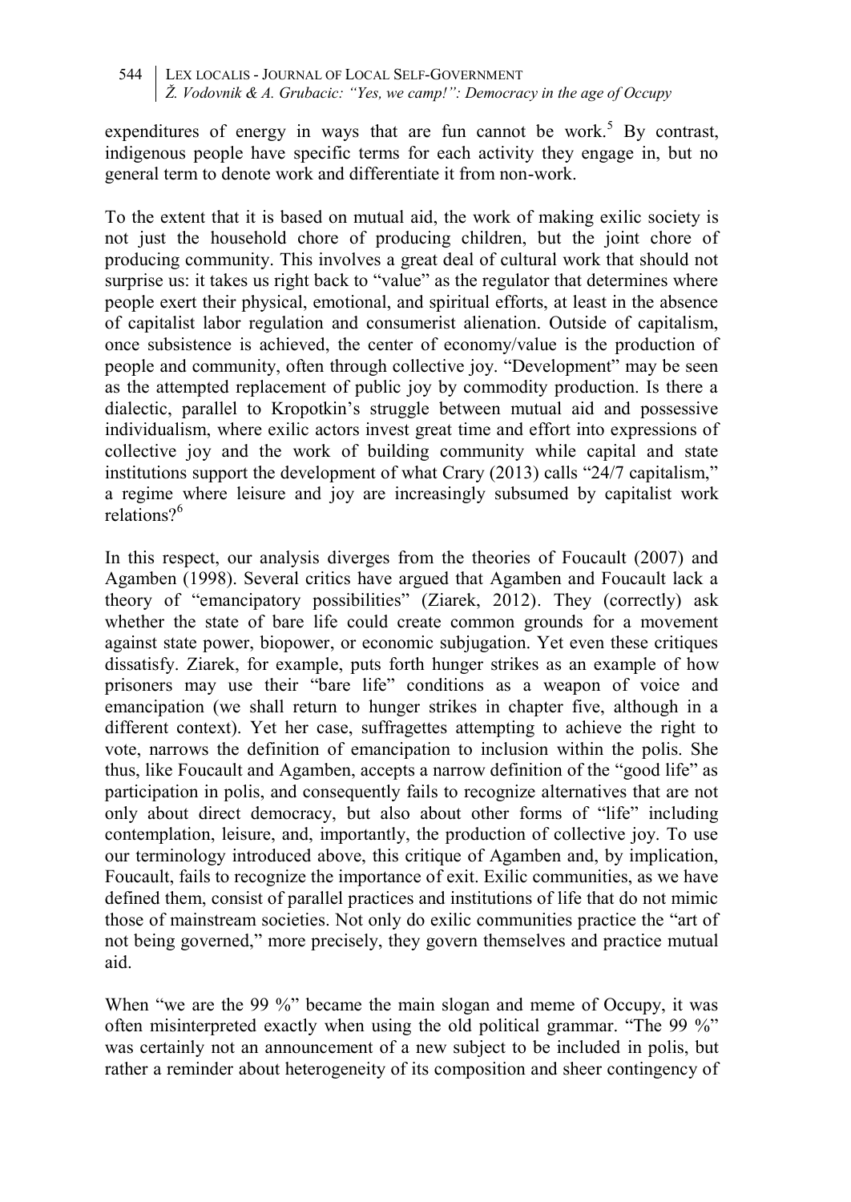expenditures of energy in ways that are fun cannot be work.[5] By contrast, indigenous people have specific terms for each activity they engage in, but no general term to denote work and differentiate it from non-work.

To the extent that it is based on mutual aid, the work of making exilic society is not just the household chore of producing children, but the joint chore of producing community. This involves a great deal of cultural work that should not surprise us: it takes us right back to "value" as the regulator that determines where people exert their physical, emotional, and spiritual efforts, at least in the absence of capitalist labor regulation and consumerist alienation. Outside of capitalism, once subsistence is achieved, the center of economy/value is the production of people and community, often through collective joy. "Development" may be seen as the attempted replacement of public joy by commodity production. Is there a dialectic, parallel to Kropotkin's struggle between mutual aid and possessive individualism, where exilic actors invest great time and effort into expressions of collective joy and the work of building community while capital and state institutions support the development of what Crary (2013) calls "24/7 capitalism," a regime where leisure and joy are increasingly subsumed by capitalist work relations?[6]

In this respect, our analysis diverges from the theories of Foucault (2007) and Agamben (1998). Several critics have argued that Agamben and Foucault lack a theory of "emancipatory possibilities" (Ziarek, 2012). They (correctly) ask whether the state of bare life could create common grounds for a movement against state power, biopower, or economic subjugation. Yet even these critiques dissatisfy. Ziarek, for example, puts forth hunger strikes as an example of how prisoners may use their "bare life" conditions as a weapon of voice and emancipation (we shall return to hunger strikes in chapter five, although in a different context). Yet her case, suffragettes attempting to achieve the right to vote, narrows the definition of emancipation to inclusion within the polis. She thus, like Foucault and Agamben, accepts a narrow definition of the "good life" as participation in polis, and consequently fails to recognize alternatives that are not only about direct democracy, but also about other forms of "life" including contemplation, leisure, and, importantly, the production of collective joy. To use our terminology introduced above, this critique of Agamben and, by implication, Foucault, fails to recognize the importance of exit. Exilic communities, as we have defined them, consist of parallel practices and institutions of life that do not mimic those of mainstream societies. Not only do exilic communities practice the "art of not being governed," more precisely, they govern themselves and practice mutual aid.

When "we are the 99 %" became the main slogan and meme of Occupy, it was often misinterpreted exactly when using the old political grammar. "The 99 %" was certainly not an announcement of a new subject to be included in polis, but rather a reminder about heterogeneity of its composition and sheer contingency of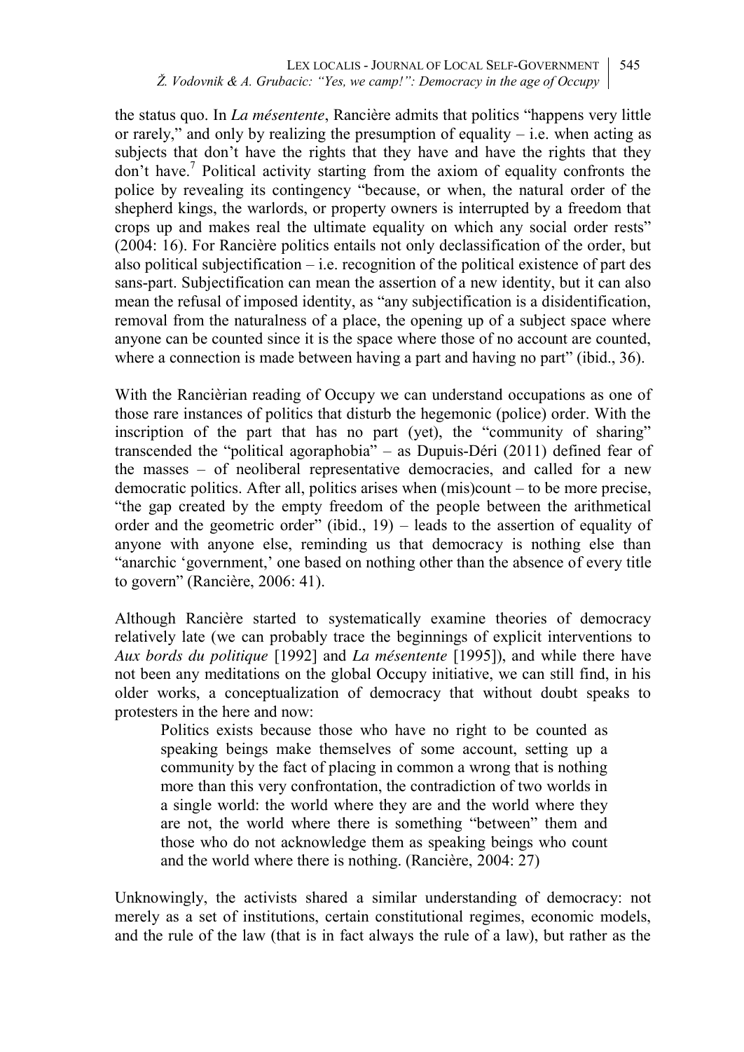the status quo. In *La mésentente*, Rancière admits that politics "happens very little or rarely," and only by realizing the presumption of equality – i.e. when acting as subjects that don't have the rights that they have and have the rights that they don't have.[7] Political activity starting from the axiom of equality confronts the police by revealing its contingency "because, or when, the natural order of the shepherd kings, the warlords, or property owners is interrupted by a freedom that crops up and makes real the ultimate equality on which any social order rests" (2004: 16). For Rancière politics entails not only declassification of the order, but also political subjectification – i.e. recognition of the political existence of part des sans-part. Subjectification can mean the assertion of a new identity, but it can also mean the refusal of imposed identity, as "any subjectification is a disidentification, removal from the naturalness of a place, the opening up of a subject space where anyone can be counted since it is the space where those of no account are counted, where a connection is made between having a part and having no part" (ibid., 36).

With the Rancièrian reading of Occupy we can understand occupations as one of those rare instances of politics that disturb the hegemonic (police) order. With the inscription of the part that has no part (yet), the "community of sharing" transcended the "political agoraphobia" – as Dupuis-Déri (2011) defined fear of the masses – of neoliberal representative democracies, and called for a new democratic politics. After all, politics arises when (mis)count – to be more precise, "the gap created by the empty freedom of the people between the arithmetical order and the geometric order" (ibid., 19) – leads to the assertion of equality of anyone with anyone else, reminding us that democracy is nothing else than "anarchic 'government,' one based on nothing other than the absence of every title to govern" (Rancière, 2006: 41).

Although Rancière started to systematically examine theories of democracy relatively late (we can probably trace the beginnings of explicit interventions to *Aux bords du politique* [1992] and *La mésentente* [1995]), and while there have not been any meditations on the global Occupy initiative, we can still find, in his older works, a conceptualization of democracy that without doubt speaks to protesters in the here and now:

> Politics exists because those who have no right to be counted as speaking beings make themselves of some account, setting up a community by the fact of placing in common a wrong that is nothing more than this very confrontation, the contradiction of two worlds in a single world: the world where they are and the world where they are not, the world where there is something "between" them and those who do not acknowledge them as speaking beings who count and the world where there is nothing. (Rancière, 2004: 27)

Unknowingly, the activists shared a similar understanding of democracy: not merely as a set of institutions, certain constitutional regimes, economic models, and the rule of the law (that is in fact always the rule of a law), but rather as the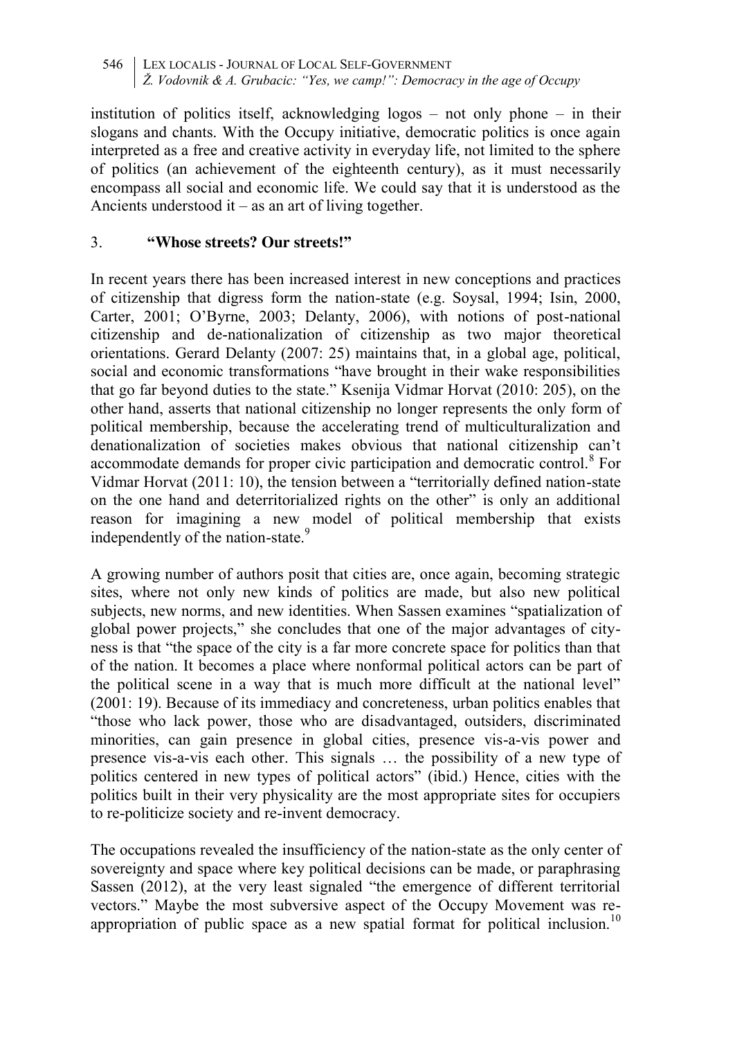institution of politics itself, acknowledging logos – not only phone – in their slogans and chants. With the Occupy initiative, democratic politics is once again interpreted as a free and creative activity in everyday life, not limited to the sphere of politics (an achievement of the eighteenth century), as it must necessarily encompass all social and economic life. We could say that it is understood as the Ancients understood it – as an art of living together.

## 3. "Whose streets? Our streets!"

In recent years there has been increased interest in new conceptions and practices of citizenship that digress form the nation-state (e.g. Soysal, 1994; Isin, 2000, Carter, 2001; O'Byrne, 2003; Delanty, 2006), with notions of post-national citizenship and de-nationalization of citizenship as two major theoretical orientations. Gerard Delanty (2007: 25) maintains that, in a global age, political, social and economic transformations "have brought in their wake responsibilities that go far beyond duties to the state." Ksenija Vidmar Horvat (2010: 205), on the other hand, asserts that national citizenship no longer represents the only form of political membership, because the accelerating trend of multiculturalization and denationalization of societies makes obvious that national citizenship can't accommodate demands for proper civic participation and democratic control.[8] For Vidmar Horvat (2011: 10), the tension between a "territorially defined nation-state on the one hand and deterritorialized rights on the other" is only an additional reason for imagining a new model of political membership that exists independently of the nation-state.[9]

A growing number of authors posit that cities are, once again, becoming strategic sites, where not only new kinds of politics are made, but also new political subjects, new norms, and new identities. When Sassen examines "spatialization of global power projects," she concludes that one of the major advantages of city-ness is that "the space of the city is a far more concrete space for politics than that of the nation. It becomes a place where nonformal political actors can be part of the political scene in a way that is much more difficult at the national level" (2001: 19). Because of its immediacy and concreteness, urban politics enables that "those who lack power, those who are disadvantaged, outsiders, discriminated minorities, can gain presence in global cities, presence vis-a-vis power and presence vis-a-vis each other. This signals … the possibility of a new type of politics centered in new types of political actors" (ibid.) Hence, cities with the politics built in their very physicality are the most appropriate sites for occupiers to re-politicize society and re-invent democracy.

The occupations revealed the insufficiency of the nation-state as the only center of sovereignty and space where key political decisions can be made, or paraphrasing Sassen (2012), at the very least signaled "the emergence of different territorial vectors." Maybe the most subversive aspect of the Occupy Movement was re-appropriation of public space as a new spatial format for political inclusion.[10]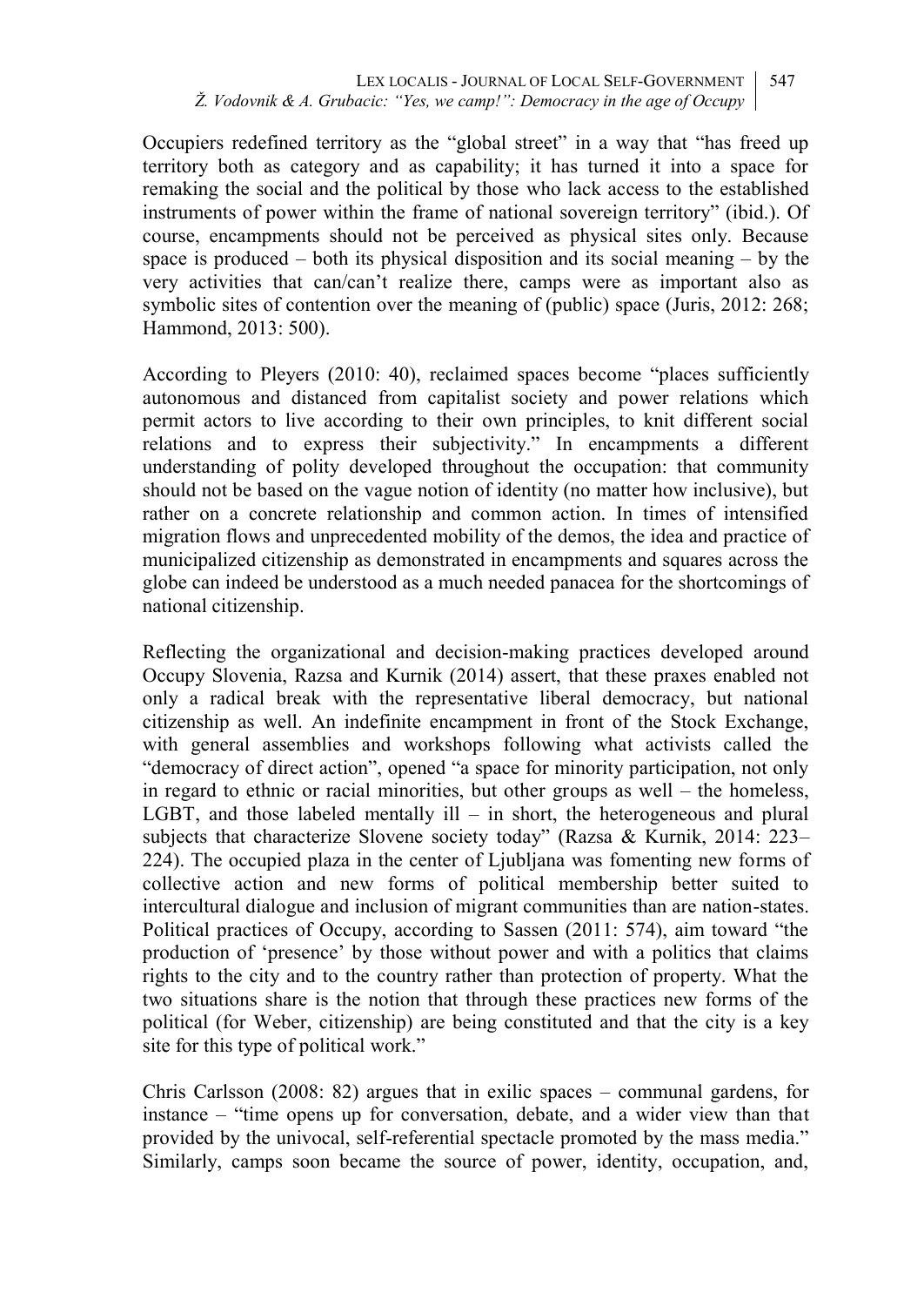Occupiers redefined territory as the "global street" in a way that "has freed up territory both as category and as capability; it has turned it into a space for remaking the social and the political by those who lack access to the established instruments of power within the frame of national sovereign territory" (ibid.). Of course, encampments should not be perceived as physical sites only. Because space is produced – both its physical disposition and its social meaning – by the very activities that can/can't realize there, camps were as important also as symbolic sites of contention over the meaning of (public) space (Juris, 2012: 268; Hammond, 2013: 500).

According to Pleyers (2010: 40), reclaimed spaces become "places sufficiently autonomous and distanced from capitalist society and power relations which permit actors to live according to their own principles, to knit different social relations and to express their subjectivity." In encampments a different understanding of polity developed throughout the occupation: that community should not be based on the vague notion of identity (no matter how inclusive), but rather on a concrete relationship and common action. In times of intensified migration flows and unprecedented mobility of the demos, the idea and practice of municipalized citizenship as demonstrated in encampments and squares across the globe can indeed be understood as a much needed panacea for the shortcomings of national citizenship.

Reflecting the organizational and decision-making practices developed around Occupy Slovenia, Razsa and Kurnik (2014) assert, that these praxes enabled not only a radical break with the representative liberal democracy, but national citizenship as well. An indefinite encampment in front of the Stock Exchange, with general assemblies and workshops following what activists called the "democracy of direct action", opened "a space for minority participation, not only in regard to ethnic or racial minorities, but other groups as well – the homeless, LGBT, and those labeled mentally ill – in short, the heterogeneous and plural subjects that characterize Slovene society today" (Razsa & Kurnik, 2014: 223–224). The occupied plaza in the center of Ljubljana was fomenting new forms of collective action and new forms of political membership better suited to intercultural dialogue and inclusion of migrant communities than are nation-states. Political practices of Occupy, according to Sassen (2011: 574), aim toward "the production of 'presence' by those without power and with a politics that claims rights to the city and to the country rather than protection of property. What the two situations share is the notion that through these practices new forms of the political (for Weber, citizenship) are being constituted and that the city is a key site for this type of political work."

Chris Carlsson (2008: 82) argues that in exilic spaces – communal gardens, for instance – "time opens up for conversation, debate, and a wider view than that provided by the univocal, self-referential spectacle promoted by the mass media." Similarly, camps soon became the source of power, identity, occupation, and,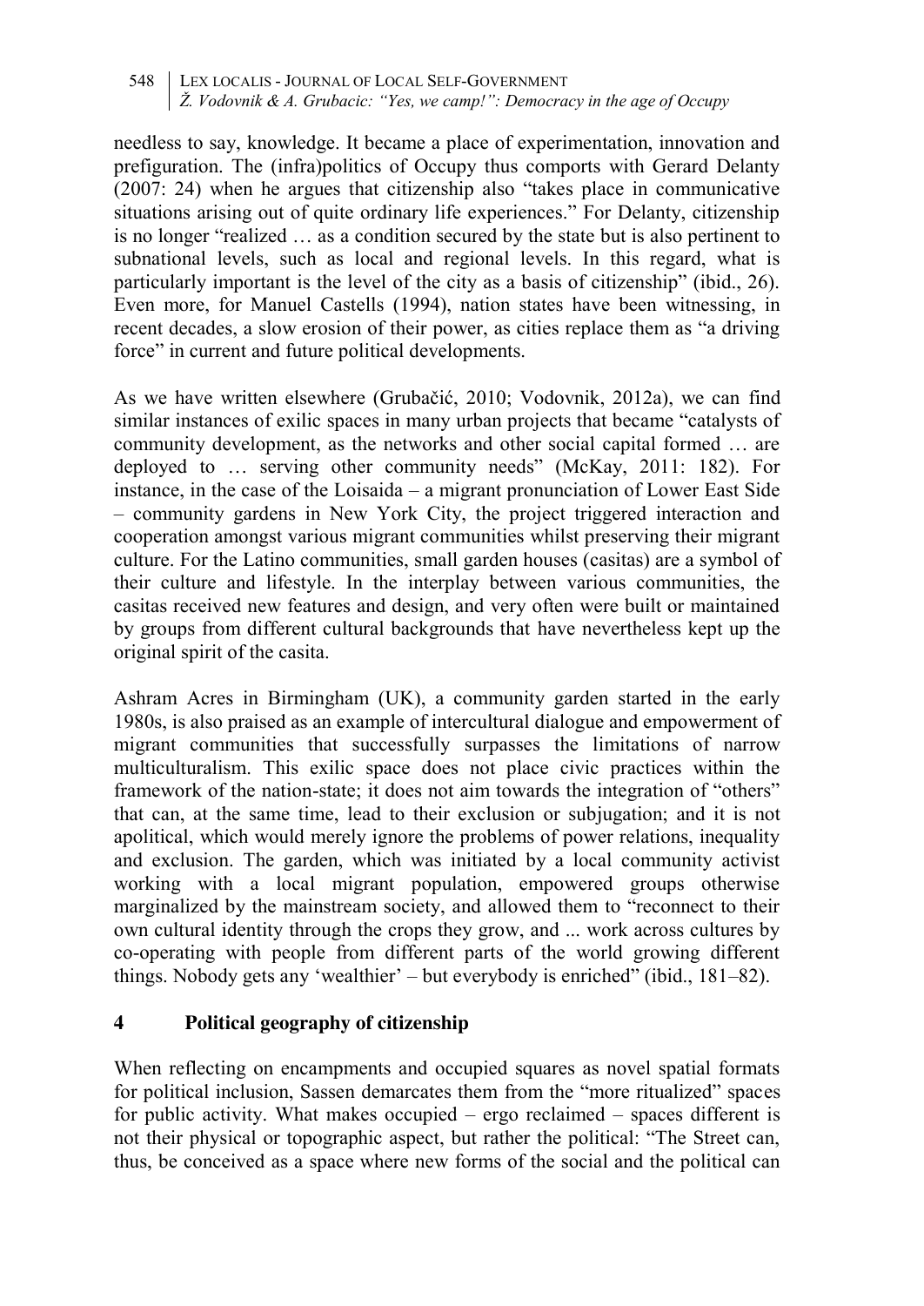needless to say, knowledge. It became a place of experimentation, innovation and prefiguration. The (infra)politics of Occupy thus comports with Gerard Delanty (2007: 24) when he argues that citizenship also "takes place in communicative situations arising out of quite ordinary life experiences." For Delanty, citizenship is no longer "realized … as a condition secured by the state but is also pertinent to subnational levels, such as local and regional levels. In this regard, what is particularly important is the level of the city as a basis of citizenship" (ibid., 26). Even more, for Manuel Castells (1994), nation states have been witnessing, in recent decades, a slow erosion of their power, as cities replace them as "a driving force" in current and future political developments.

As we have written elsewhere (Grubačić, 2010; Vodovnik, 2012a), we can find similar instances of exilic spaces in many urban projects that became "catalysts of community development, as the networks and other social capital formed … are deployed to … serving other community needs" (McKay, 2011: 182). For instance, in the case of the Loisaida – a migrant pronunciation of Lower East Side – community gardens in New York City, the project triggered interaction and cooperation amongst various migrant communities whilst preserving their migrant culture. For the Latino communities, small garden houses (casitas) are a symbol of their culture and lifestyle. In the interplay between various communities, the casitas received new features and design, and very often were built or maintained by groups from different cultural backgrounds that have nevertheless kept up the original spirit of the casita.

Ashram Acres in Birmingham (UK), a community garden started in the early 1980s, is also praised as an example of intercultural dialogue and empowerment of migrant communities that successfully surpasses the limitations of narrow multiculturalism. This exilic space does not place civic practices within the framework of the nation-state; it does not aim towards the integration of "others" that can, at the same time, lead to their exclusion or subjugation; and it is not apolitical, which would merely ignore the problems of power relations, inequality and exclusion. The garden, which was initiated by a local community activist working with a local migrant population, empowered groups otherwise marginalized by the mainstream society, and allowed them to "reconnect to their own cultural identity through the crops they grow, and ... work across cultures by co-operating with people from different parts of the world growing different things. Nobody gets any 'wealthier' – but everybody is enriched" (ibid., 181–82).

## 4 Political geography of citizenship

When reflecting on encampments and occupied squares as novel spatial formats for political inclusion, Sassen demarcates them from the "more ritualized" spaces for public activity. What makes occupied – ergo reclaimed – spaces different is not their physical or topographic aspect, but rather the political: "The Street can, thus, be conceived as a space where new forms of the social and the political can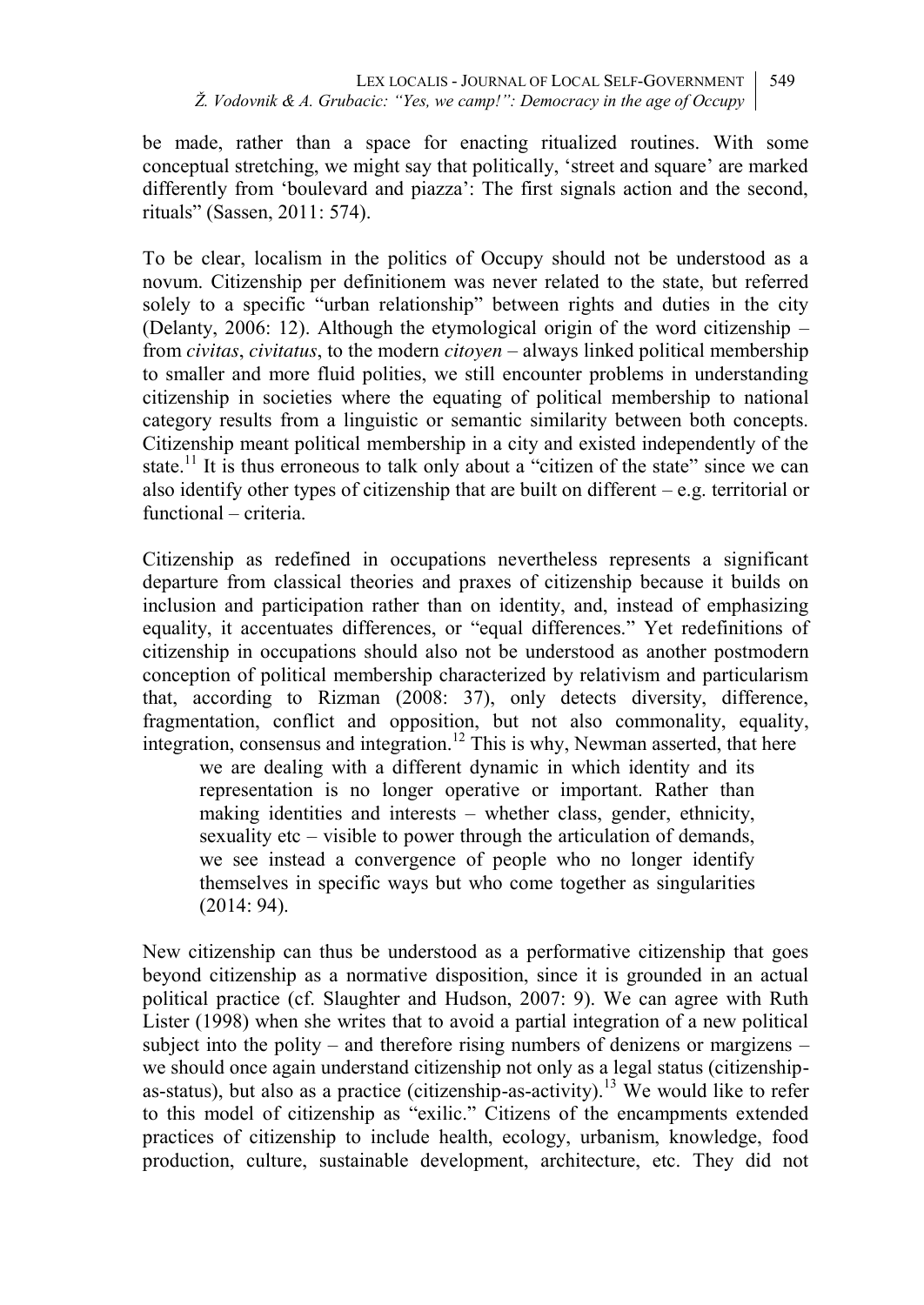be made, rather than a space for enacting ritualized routines. With some conceptual stretching, we might say that politically, 'street and square' are marked differently from 'boulevard and piazza': The first signals action and the second, rituals" (Sassen, 2011: 574).

To be clear, localism in the politics of Occupy should not be understood as a novum. Citizenship per definitionem was never related to the state, but referred solely to a specific "urban relationship" between rights and duties in the city (Delanty, 2006: 12). Although the etymological origin of the word citizenship – from *civitas*, *civitatus*, to the modern *citoyen* – always linked political membership to smaller and more fluid polities, we still encounter problems in understanding citizenship in societies where the equating of political membership to national category results from a linguistic or semantic similarity between both concepts. Citizenship meant political membership in a city and existed independently of the state.[11] It is thus erroneous to talk only about a "citizen of the state" since we can also identify other types of citizenship that are built on different – e.g. territorial or functional – criteria.

Citizenship as redefined in occupations nevertheless represents a significant departure from classical theories and praxes of citizenship because it builds on inclusion and participation rather than on identity, and, instead of emphasizing equality, it accentuates differences, or "equal differences." Yet redefinitions of citizenship in occupations should also not be understood as another postmodern conception of political membership characterized by relativism and particularism that, according to Rizman (2008: 37), only detects diversity, difference, fragmentation, conflict and opposition, but not also commonality, equality, integration, consensus and integration.[12] This is why, Newman asserted, that here

> we are dealing with a different dynamic in which identity and its representation is no longer operative or important. Rather than making identities and interests – whether class, gender, ethnicity, sexuality etc – visible to power through the articulation of demands, we see instead a convergence of people who no longer identify themselves in specific ways but who come together as singularities (2014: 94).

New citizenship can thus be understood as a performative citizenship that goes beyond citizenship as a normative disposition, since it is grounded in an actual political practice (cf. Slaughter and Hudson, 2007: 9). We can agree with Ruth Lister (1998) when she writes that to avoid a partial integration of a new political subject into the polity – and therefore rising numbers of denizens or margizens – we should once again understand citizenship not only as a legal status (citizenship-as-status), but also as a practice (citizenship-as-activity).[13] We would like to refer to this model of citizenship as "exilic." Citizens of the encampments extended practices of citizenship to include health, ecology, urbanism, knowledge, food production, culture, sustainable development, architecture, etc. They did not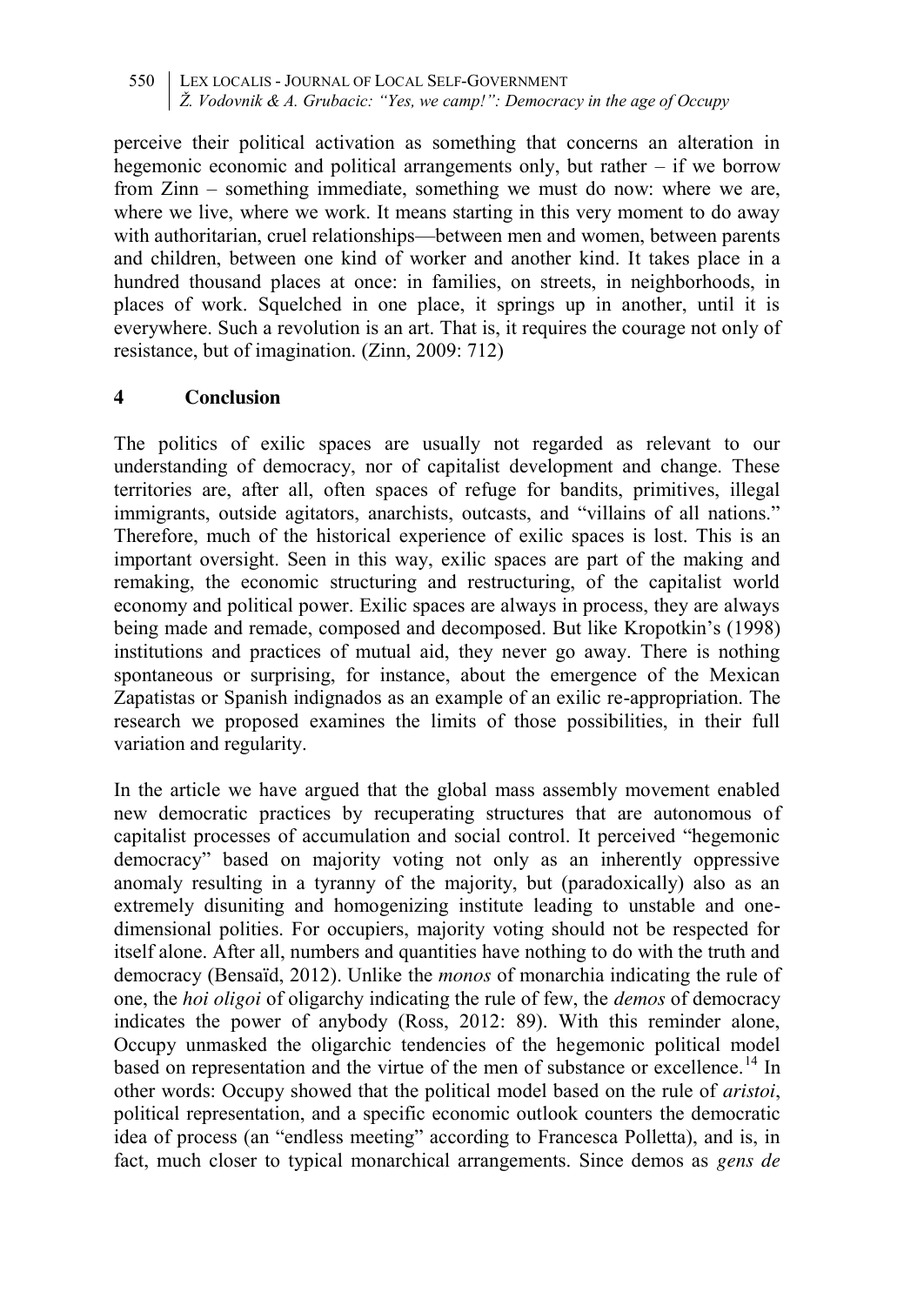perceive their political activation as something that concerns an alteration in hegemonic economic and political arrangements only, but rather – if we borrow from Zinn – something immediate, something we must do now: where we are, where we live, where we work. It means starting in this very moment to do away with authoritarian, cruel relationships—between men and women, between parents and children, between one kind of worker and another kind. It takes place in a hundred thousand places at once: in families, on streets, in neighborhoods, in places of work. Squelched in one place, it springs up in another, until it is everywhere. Such a revolution is an art. That is, it requires the courage not only of resistance, but of imagination. (Zinn, 2009: 712)

## 4 Conclusion

The politics of exilic spaces are usually not regarded as relevant to our understanding of democracy, nor of capitalist development and change. These territories are, after all, often spaces of refuge for bandits, primitives, illegal immigrants, outside agitators, anarchists, outcasts, and "villains of all nations." Therefore, much of the historical experience of exilic spaces is lost. This is an important oversight. Seen in this way, exilic spaces are part of the making and remaking, the economic structuring and restructuring, of the capitalist world economy and political power. Exilic spaces are always in process, they are always being made and remade, composed and decomposed. But like Kropotkin's (1998) institutions and practices of mutual aid, they never go away. There is nothing spontaneous or surprising, for instance, about the emergence of the Mexican Zapatistas or Spanish indignados as an example of an exilic re-appropriation. The research we proposed examines the limits of those possibilities, in their full variation and regularity.

In the article we have argued that the global mass assembly movement enabled new democratic practices by recuperating structures that are autonomous of capitalist processes of accumulation and social control. It perceived "hegemonic democracy" based on majority voting not only as an inherently oppressive anomaly resulting in a tyranny of the majority, but (paradoxically) also as an extremely disuniting and homogenizing institute leading to unstable and one-dimensional polities. For occupiers, majority voting should not be respected for itself alone. After all, numbers and quantities have nothing to do with the truth and democracy (Bensaïd, 2012). Unlike the *monos* of monarchia indicating the rule of one, the *hoi oligoi* of oligarchy indicating the rule of few, the *demos* of democracy indicates the power of anybody (Ross, 2012: 89). With this reminder alone, Occupy unmasked the oligarchic tendencies of the hegemonic political model based on representation and the virtue of the men of substance or excellence.[14] In other words: Occupy showed that the political model based on the rule of *aristoi*, political representation, and a specific economic outlook counters the democratic idea of process (an "endless meeting" according to Francesca Polletta), and is, in fact, much closer to typical monarchical arrangements. Since demos as *gens de*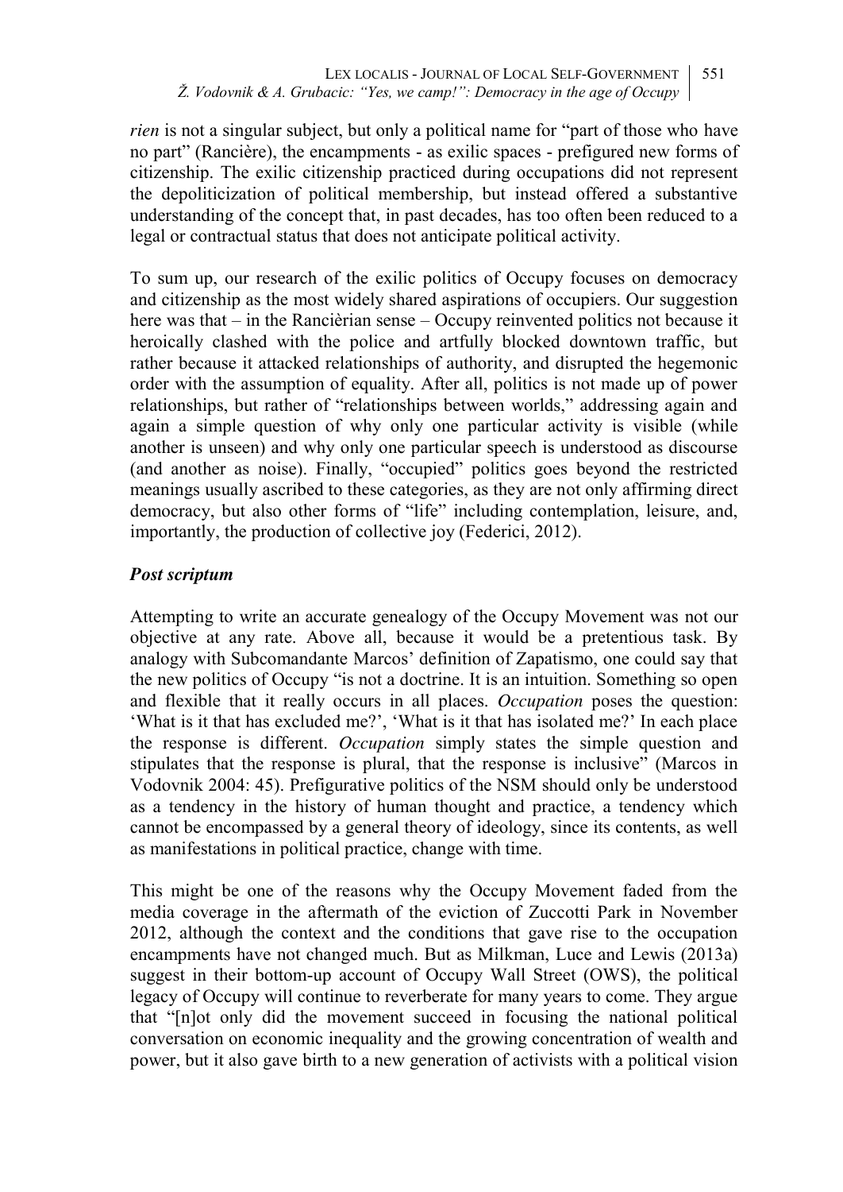*rien* is not a singular subject, but only a political name for "part of those who have no part" (Rancière), the encampments - as exilic spaces - prefigured new forms of citizenship. The exilic citizenship practiced during occupations did not represent the depoliticization of political membership, but instead offered a substantive understanding of the concept that, in past decades, has too often been reduced to a legal or contractual status that does not anticipate political activity.

To sum up, our research of the exilic politics of Occupy focuses on democracy and citizenship as the most widely shared aspirations of occupiers. Our suggestion here was that – in the Rancièrian sense – Occupy reinvented politics not because it heroically clashed with the police and artfully blocked downtown traffic, but rather because it attacked relationships of authority, and disrupted the hegemonic order with the assumption of equality. After all, politics is not made up of power relationships, but rather of "relationships between worlds," addressing again and again a simple question of why only one particular activity is visible (while another is unseen) and why only one particular speech is understood as discourse (and another as noise). Finally, "occupied" politics goes beyond the restricted meanings usually ascribed to these categories, as they are not only affirming direct democracy, but also other forms of "life" including contemplation, leisure, and, importantly, the production of collective joy (Federici, 2012).

### *Post scriptum*

Attempting to write an accurate genealogy of the Occupy Movement was not our objective at any rate. Above all, because it would be a pretentious task. By analogy with Subcomandante Marcos' definition of Zapatismo, one could say that the new politics of Occupy "is not a doctrine. It is an intuition. Something so open and flexible that it really occurs in all places. *Occupation* poses the question: 'What is it that has excluded me?', 'What is it that has isolated me?' In each place the response is different. *Occupation* simply states the simple question and stipulates that the response is plural, that the response is inclusive" (Marcos in Vodovnik 2004: 45). Prefigurative politics of the NSM should only be understood as a tendency in the history of human thought and practice, a tendency which cannot be encompassed by a general theory of ideology, since its contents, as well as manifestations in political practice, change with time.

This might be one of the reasons why the Occupy Movement faded from the media coverage in the aftermath of the eviction of Zuccotti Park in November 2012, although the context and the conditions that gave rise to the occupation encampments have not changed much. But as Milkman, Luce and Lewis (2013a) suggest in their bottom-up account of Occupy Wall Street (OWS), the political legacy of Occupy will continue to reverberate for many years to come. They argue that "[n]ot only did the movement succeed in focusing the national political conversation on economic inequality and the growing concentration of wealth and power, but it also gave birth to a new generation of activists with a political vision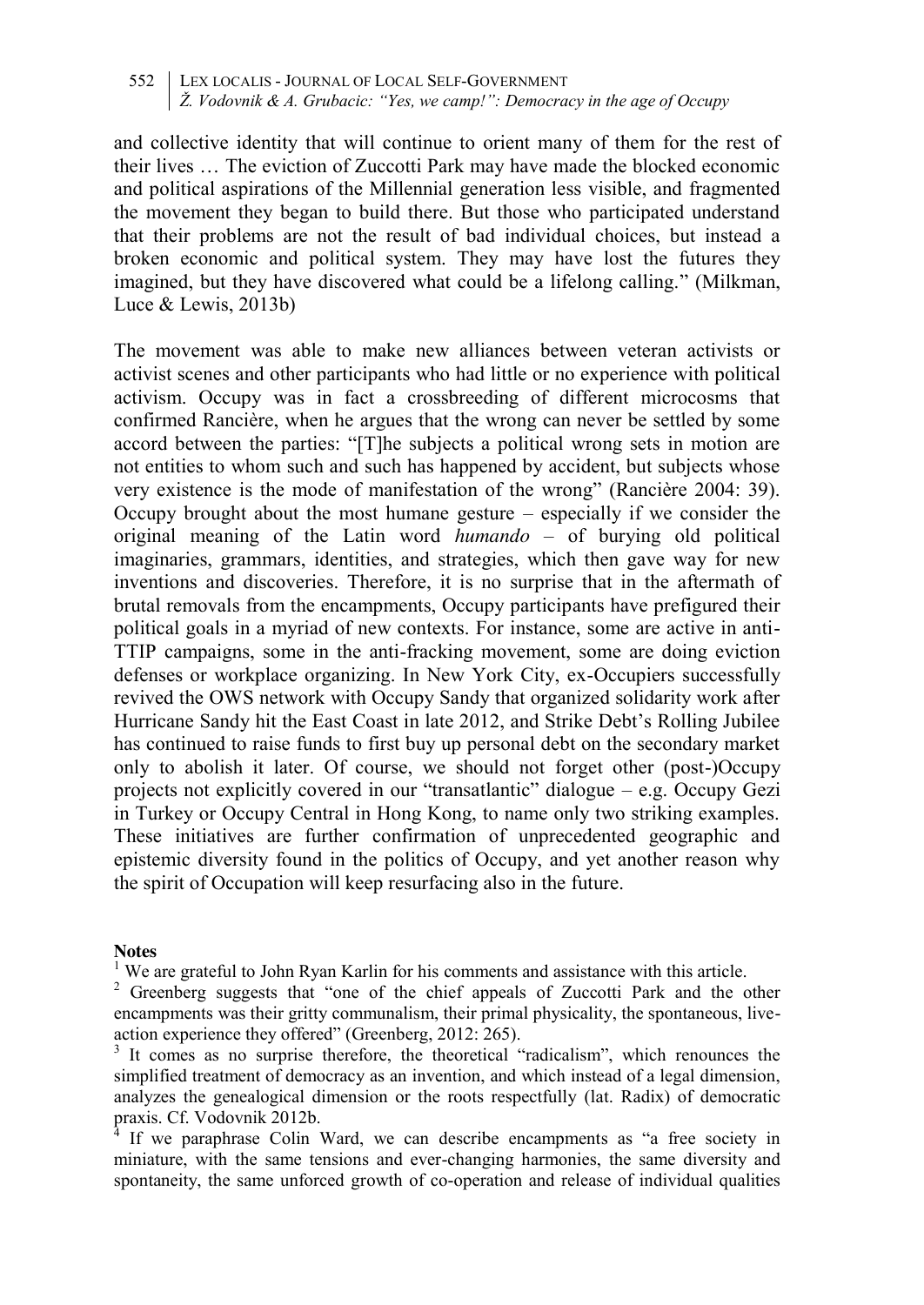and collective identity that will continue to orient many of them for the rest of their lives … The eviction of Zuccotti Park may have made the blocked economic and political aspirations of the Millennial generation less visible, and fragmented the movement they began to build there. But those who participated understand that their problems are not the result of bad individual choices, but instead a broken economic and political system. They may have lost the futures they imagined, but they have discovered what could be a lifelong calling." (Milkman, Luce & Lewis, 2013b)

The movement was able to make new alliances between veteran activists or activist scenes and other participants who had little or no experience with political activism. Occupy was in fact a crossbreeding of different microcosms that confirmed Rancière, when he argues that the wrong can never be settled by some accord between the parties: "[T]he subjects a political wrong sets in motion are not entities to whom such and such has happened by accident, but subjects whose very existence is the mode of manifestation of the wrong" (Rancière 2004: 39). Occupy brought about the most humane gesture – especially if we consider the original meaning of the Latin word *humando* – of burying old political imaginaries, grammars, identities, and strategies, which then gave way for new inventions and discoveries. Therefore, it is no surprise that in the aftermath of brutal removals from the encampments, Occupy participants have prefigured their political goals in a myriad of new contexts. For instance, some are active in anti-TTIP campaigns, some in the anti-fracking movement, some are doing eviction defenses or workplace organizing. In New York City, ex-Occupiers successfully revived the OWS network with Occupy Sandy that organized solidarity work after Hurricane Sandy hit the East Coast in late 2012, and Strike Debt's Rolling Jubilee has continued to raise funds to first buy up personal debt on the secondary market only to abolish it later. Of course, we should not forget other (post-)Occupy projects not explicitly covered in our "transatlantic" dialogue – e.g. Occupy Gezi in Turkey or Occupy Central in Hong Kong, to name only two striking examples. These initiatives are further confirmation of unprecedented geographic and epistemic diversity found in the politics of Occupy, and yet another reason why the spirit of Occupation will keep resurfacing also in the future.

**Notes**

[1] We are grateful to John Ryan Karlin for his comments and assistance with this article.

[2] Greenberg suggests that "one of the chief appeals of Zuccotti Park and the other encampments was their gritty communalism, their primal physicality, the spontaneous, live-action experience they offered" (Greenberg, 2012: 265).

[3] It comes as no surprise therefore, the theoretical "radicalism", which renounces the simplified treatment of democracy as an invention, and which instead of a legal dimension, analyzes the genealogical dimension or the roots respectfully (lat. Radix) of democratic praxis. Cf. Vodovnik 2012b.

[4] If we paraphrase Colin Ward, we can describe encampments as "a free society in miniature, with the same tensions and ever-changing harmonies, the same diversity and spontaneity, the same unforced growth of co-operation and release of individual qualities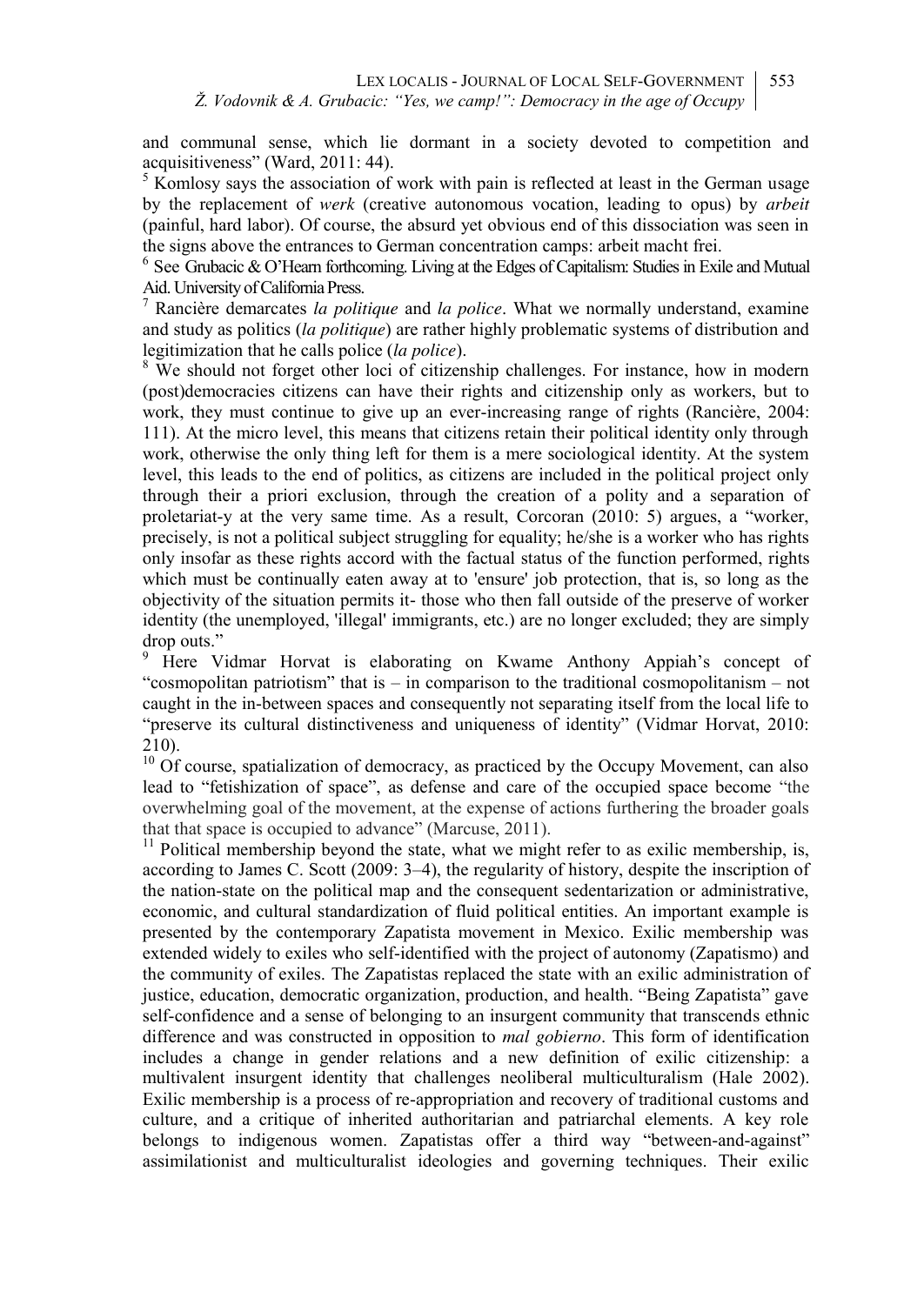and communal sense, which lie dormant in a society devoted to competition and acquisitiveness" (Ward, 2011: 44).

[5] Komlosy says the association of work with pain is reflected at least in the German usage by the replacement of *werk* (creative autonomous vocation, leading to opus) by *arbeit* (painful, hard labor). Of course, the absurd yet obvious end of this dissociation was seen in the signs above the entrances to German concentration camps: arbeit macht frei.

[6] See Grubacic & O'Hearn forthcoming. Living at the Edges of Capitalism: Studies in Exile and Mutual Aid. University of California Press.

[7] Rancière demarcates *la politique* and *la police*. What we normally understand, examine and study as politics (*la politique*) are rather highly problematic systems of distribution and legitimization that he calls police (*la police*).

[8] We should not forget other loci of citizenship challenges. For instance, how in modern (post)democracies citizens can have their rights and citizenship only as workers, but to work, they must continue to give up an ever-increasing range of rights (Rancière, 2004: 111). At the micro level, this means that citizens retain their political identity only through work, otherwise the only thing left for them is a mere sociological identity. At the system level, this leads to the end of politics, as citizens are included in the political project only through their a priori exclusion, through the creation of a polity and a separation of proletariat-y at the very same time. As a result, Corcoran (2010: 5) argues, a "worker, precisely, is not a political subject struggling for equality; he/she is a worker who has rights only insofar as these rights accord with the factual status of the function performed, rights which must be continually eaten away at to 'ensure' job protection, that is, so long as the objectivity of the situation permits it- those who then fall outside of the preserve of worker identity (the unemployed, 'illegal' immigrants, etc.) are no longer excluded; they are simply drop outs."

[9] Here Vidmar Horvat is elaborating on Kwame Anthony Appiah's concept of "cosmopolitan patriotism" that is – in comparison to the traditional cosmopolitanism – not caught in the in-between spaces and consequently not separating itself from the local life to "preserve its cultural distinctiveness and uniqueness of identity" (Vidmar Horvat, 2010: 210).

[10] Of course, spatialization of democracy, as practiced by the Occupy Movement, can also lead to "fetishization of space", as defense and care of the occupied space become "the overwhelming goal of the movement, at the expense of actions furthering the broader goals that that space is occupied to advance" (Marcuse, 2011).

[11] Political membership beyond the state, what we might refer to as exilic membership, is, according to James C. Scott (2009: 3–4), the regularity of history, despite the inscription of the nation-state on the political map and the consequent sedentarization or administrative, economic, and cultural standardization of fluid political entities. An important example is presented by the contemporary Zapatista movement in Mexico. Exilic membership was extended widely to exiles who self-identified with the project of autonomy (Zapatismo) and the community of exiles. The Zapatistas replaced the state with an exilic administration of justice, education, democratic organization, production, and health. "Being Zapatista" gave self-confidence and a sense of belonging to an insurgent community that transcends ethnic difference and was constructed in opposition to *mal gobierno*. This form of identification includes a change in gender relations and a new definition of exilic citizenship: a multivalent insurgent identity that challenges neoliberal multiculturalism (Hale 2002). Exilic membership is a process of re-appropriation and recovery of traditional customs and culture, and a critique of inherited authoritarian and patriarchal elements. A key role belongs to indigenous women. Zapatistas offer a third way "between-and-against" assimilationist and multiculturalist ideologies and governing techniques. Their exilic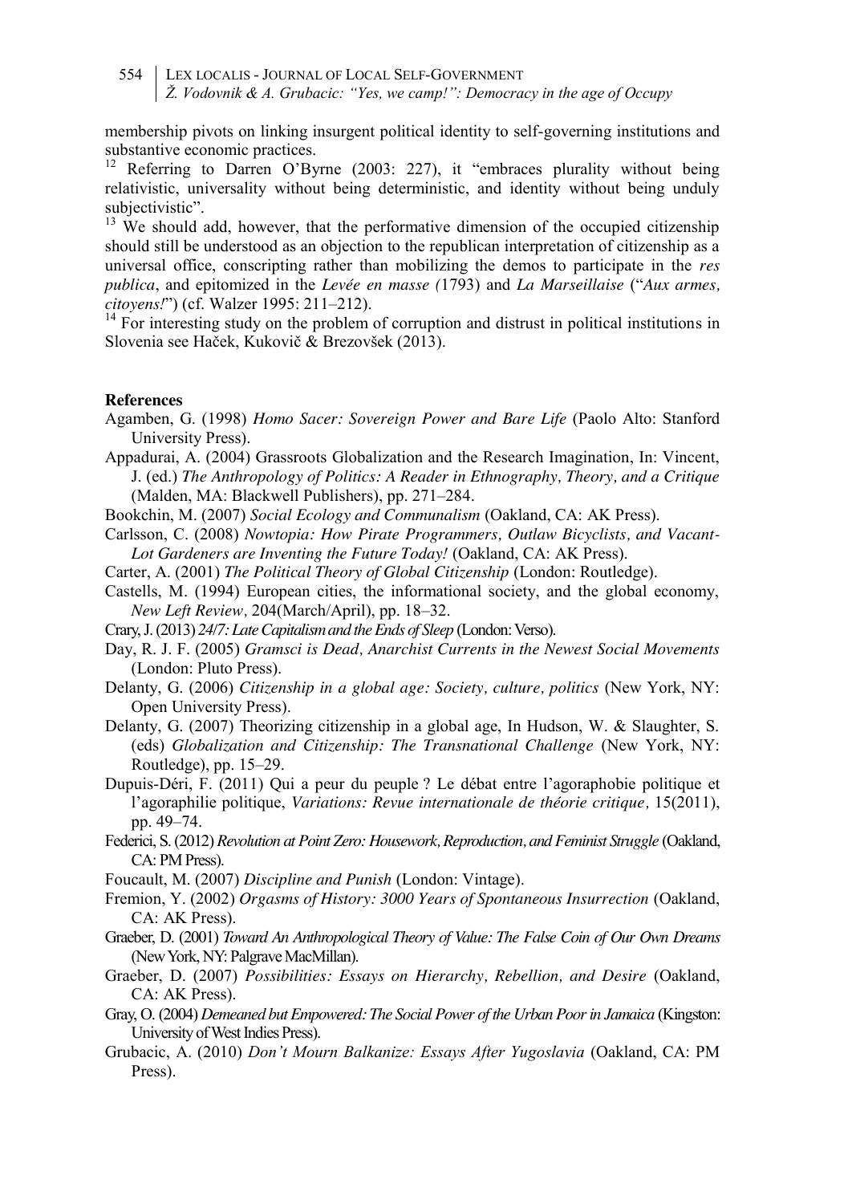membership pivots on linking insurgent political identity to self-governing institutions and substantive economic practices.

[12] Referring to Darren O'Byrne (2003: 227), it "embraces plurality without being relativistic, universality without being deterministic, and identity without being unduly subjectivistic".

[13] We should add, however, that the performative dimension of the occupied citizenship should still be understood as an objection to the republican interpretation of citizenship as a universal office, conscripting rather than mobilizing the demos to participate in the *res publica*, and epitomized in the *Levée en masse (*1793) and *La Marseillaise* ("*Aux armes, citoyens!*") (cf. Walzer 1995: 211–212).

[14] For interesting study on the problem of corruption and distrust in political institutions in Slovenia see Haček, Kukovič & Brezovšek (2013).

**References**

Agamben, G. (1998) *Homo Sacer: Sovereign Power and Bare Life* (Paolo Alto: Stanford University Press).

Appadurai, A. (2004) Grassroots Globalization and the Research Imagination, In: Vincent, J. (ed.) *The Anthropology of Politics: A Reader in Ethnography, Theory, and a Critique* (Malden, MA: Blackwell Publishers), pp. 271–284.

Bookchin, M. (2007) *Social Ecology and Communalism* (Oakland, CA: AK Press).

Carlsson, C. (2008) *Nowtopia: How Pirate Programmers, Outlaw Bicyclists, and Vacant-Lot Gardeners are Inventing the Future Today!* (Oakland, CA: AK Press).

Carter, A. (2001) *The Political Theory of Global Citizenship* (London: Routledge).

Castells, M. (1994) European cities, the informational society, and the global economy, *New Left Review*, 204(March/April), pp. 18–32.

Crary, J. (2013) *24/7: Late Capitalism and the Ends of Sleep* (London: Verso).

Day, R. J. F. (2005) *Gramsci is Dead, Anarchist Currents in the Newest Social Movements* (London: Pluto Press).

Delanty, G. (2006) *Citizenship in a global age: Society, culture, politics* (New York, NY: Open University Press).

Delanty, G. (2007) Theorizing citizenship in a global age, In Hudson, W. & Slaughter, S. (eds) *Globalization and Citizenship: The Transnational Challenge* (New York, NY: Routledge), pp. 15–29.

Dupuis-Déri, F. (2011) Qui a peur du peuple ? Le débat entre l'agoraphobie politique et l'agoraphilie politique, *Variations: Revue internationale de théorie critique*, 15(2011), pp. 49–74.

Federici, S. (2012) *Revolution at Point Zero: Housework, Reproduction, and Feminist Struggle* (Oakland, CA: PM Press).

Foucault, M. (2007) *Discipline and Punish* (London: Vintage).

Fremion, Y. (2002) *Orgasms of History: 3000 Years of Spontaneous Insurrection* (Oakland, CA: AK Press).

Graeber, D. (2001) *Toward An Anthropological Theory of Value: The False Coin of Our Own Dreams* (New York, NY: Palgrave MacMillan).

Graeber, D. (2007) *Possibilities: Essays on Hierarchy, Rebellion, and Desire* (Oakland, CA: AK Press).

Gray, O. (2004) *Demeaned but Empowered: The Social Power of the Urban Poor in Jamaica* (Kingston: University of West Indies Press).

Grubacic, A. (2010) *Don't Mourn Balkanize: Essays After Yugoslavia* (Oakland, CA: PM Press).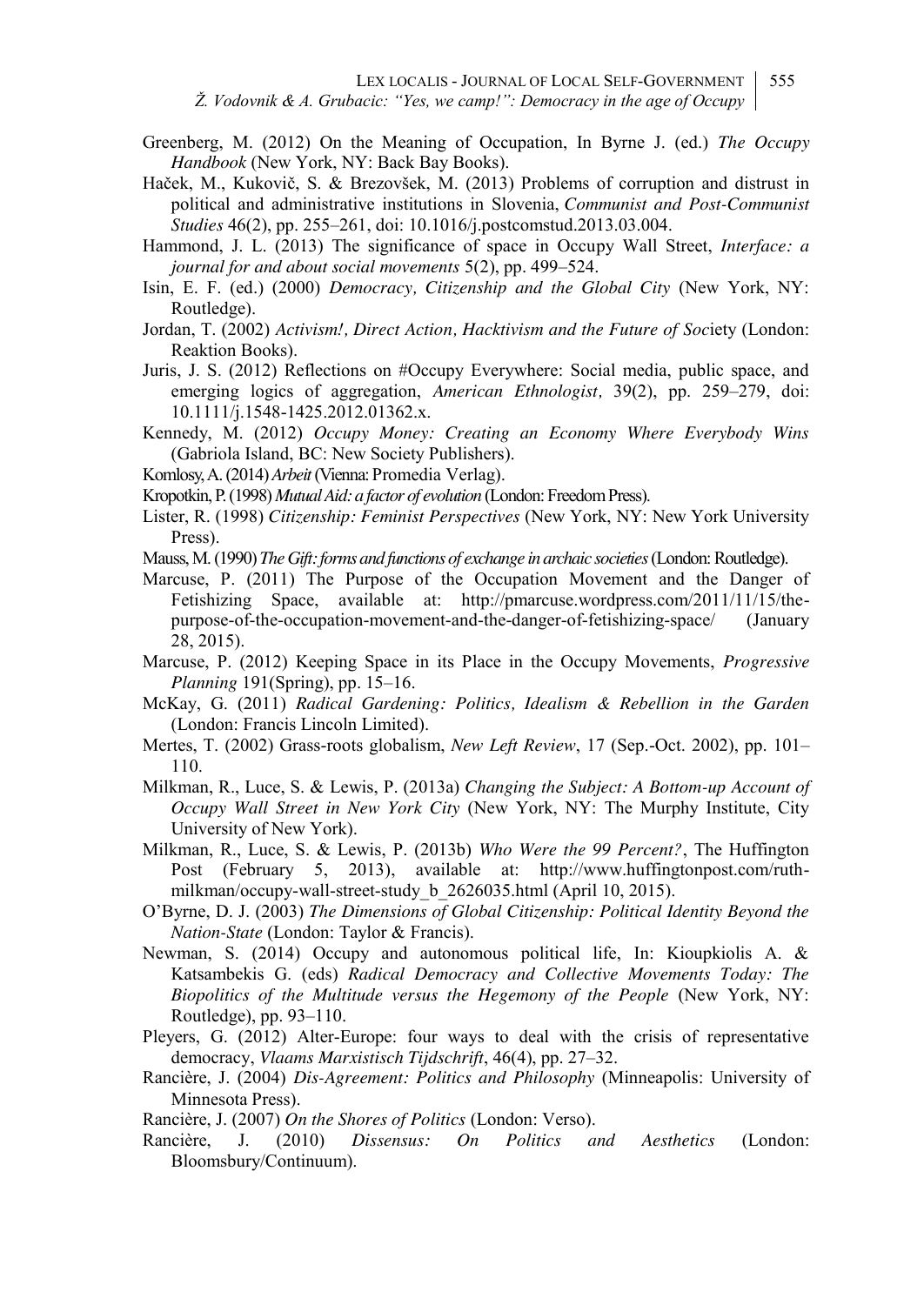Greenberg, M. (2012) On the Meaning of Occupation, In Byrne J. (ed.) *The Occupy Handbook* (New York, NY: Back Bay Books).

Haček, M., Kukovič, S. & Brezovšek, M. (2013) Problems of corruption and distrust in political and administrative institutions in Slovenia, *Communist and Post-Communist Studies* 46(2), pp. 255–261, doi: 10.1016/j.postcomstud.2013.03.004.

Hammond, J. L. (2013) The significance of space in Occupy Wall Street, *Interface: a journal for and about social movements* 5(2), pp. 499–524.

Isin, E. F. (ed.) (2000) *Democracy, Citizenship and the Global City* (New York, NY: Routledge).

Jordan, T. (2002) *Activism!, Direct Action, Hacktivism and the Future of Soc*iety (London: Reaktion Books).

Juris, J. S. (2012) Reflections on #Occupy Everywhere: Social media, public space, and emerging logics of aggregation, *American Ethnologist,* 39(2), pp. 259–279, doi: 10.1111/j.1548-1425.2012.01362.x.

Kennedy, M. (2012) *Occupy Money: Creating an Economy Where Everybody Wins* (Gabriola Island, BC: New Society Publishers).

Komlosy, A. (2014) *Arbeit* (Vienna: Promedia Verlag).

Kropotkin, P. (1998) *Mutual Aid: a factor of evolution* (London: Freedom Press).

Lister, R. (1998) *Citizenship: Feminist Perspectives* (New York, NY: New York University Press).

Mauss, M. (1990) *The Gift: forms and functions of exchange in archaic societies* (London: Routledge).

Marcuse, P. (2011) The Purpose of the Occupation Movement and the Danger of Fetishizing Space, available at: http://pmarcuse.wordpress.com/2011/11/15/the-purpose-of-the-occupation-movement-and-the-danger-of-fetishizing-space/ (January 28, 2015).

Marcuse, P. (2012) Keeping Space in its Place in the Occupy Movements, *Progressive Planning* 191(Spring), pp. 15–16.

McKay, G. (2011) *Radical Gardening: Politics, Idealism & Rebellion in the Garden* (London: Francis Lincoln Limited).

Mertes, T. (2002) Grass-roots globalism, *New Left Review*, 17 (Sep.-Oct. 2002), pp. 101–110.

Milkman, R., Luce, S. & Lewis, P. (2013a) *Changing the Subject: A Bottom-up Account of Occupy Wall Street in New York City* (New York, NY: The Murphy Institute, City University of New York).

Milkman, R., Luce, S. & Lewis, P. (2013b) *Who Were the 99 Percent?*, The Huffington Post (February 5, 2013), available at: http://www.huffingtonpost.com/ruth-milkman/occupy-wall-street-study_b_2626035.html (April 10, 2015).

O'Byrne, D. J. (2003) *The Dimensions of Global Citizenship: Political Identity Beyond the Nation-State* (London: Taylor & Francis).

Newman, S. (2014) Occupy and autonomous political life, In: Kioupkiolis A. & Katsambekis G. (eds) *Radical Democracy and Collective Movements Today: The Biopolitics of the Multitude versus the Hegemony of the People* (New York, NY: Routledge), pp. 93–110.

Pleyers, G. (2012) Alter-Europe: four ways to deal with the crisis of representative democracy, *Vlaams Marxistisch Tijdschrift*, 46(4), pp. 27–32.

Rancière, J. (2004) *Dis-Agreement: Politics and Philosophy* (Minneapolis: University of Minnesota Press).

Rancière, J. (2007) *On the Shores of Politics* (London: Verso).

Rancière, J. (2010) *Dissensus: On Politics and Aesthetics* (London: Bloomsbury/Continuum).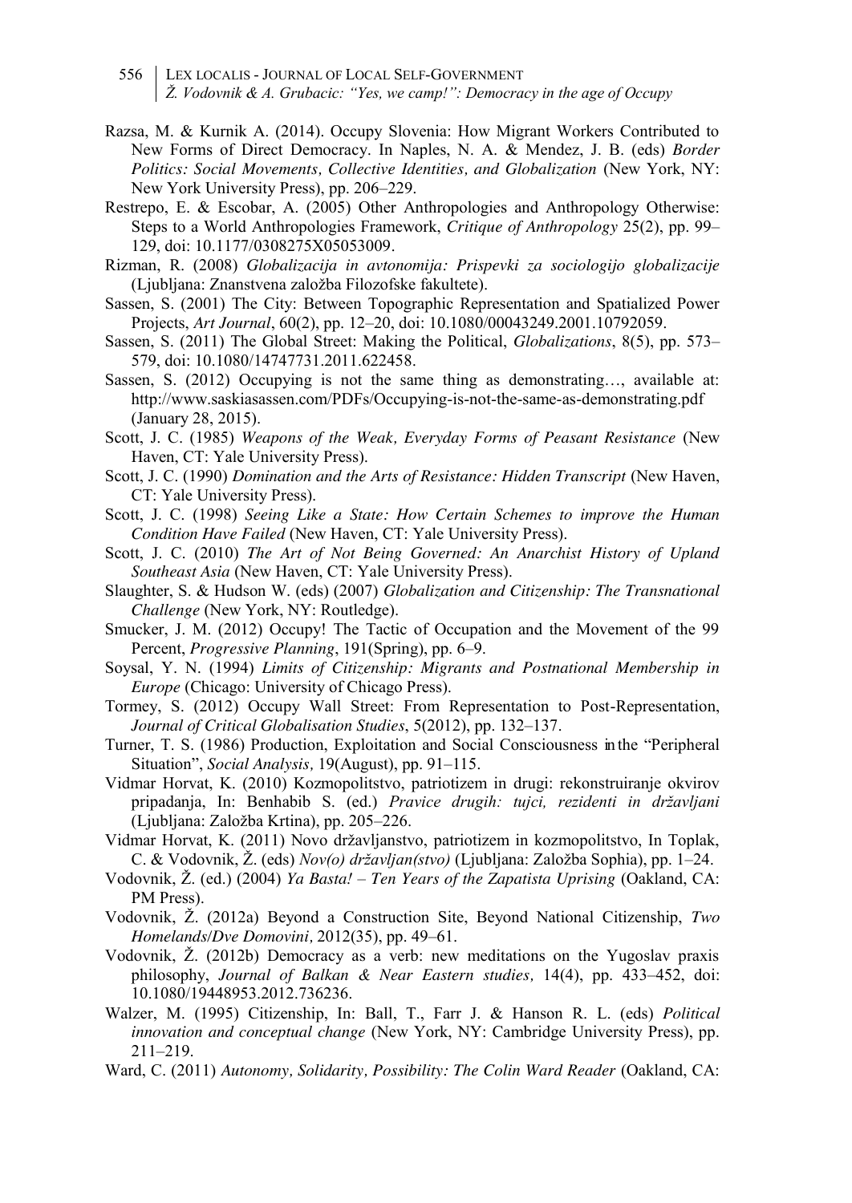Razsa, M. & Kurnik A. (2014). Occupy Slovenia: How Migrant Workers Contributed to New Forms of Direct Democracy. In Naples, N. A. & Mendez, J. B. (eds) *Border Politics: Social Movements, Collective Identities, and Globalization* (New York, NY: New York University Press), pp. 206–229.

Restrepo, E. & Escobar, A. (2005) Other Anthropologies and Anthropology Otherwise: Steps to a World Anthropologies Framework, *Critique of Anthropology* 25(2), pp. 99–129, doi: 10.1177/0308275X05053009.

Rizman, R. (2008) *Globalizacija in avtonomija: Prispevki za sociologijo globalizacije* (Ljubljana: Znanstvena založba Filozofske fakultete).

Sassen, S. (2001) The City: Between Topographic Representation and Spatialized Power Projects, *Art Journal*, 60(2), pp. 12–20, doi: 10.1080/00043249.2001.10792059.

Sassen, S. (2011) The Global Street: Making the Political, *Globalizations*, 8(5), pp. 573–579, doi: 10.1080/14747731.2011.622458.

Sassen, S. (2012) Occupying is not the same thing as demonstrating…, available at: http://www.saskiasassen.com/PDFs/Occupying-is-not-the-same-as-demonstrating.pdf (January 28, 2015).

Scott, J. C. (1985) *Weapons of the Weak, Everyday Forms of Peasant Resistance* (New Haven, CT: Yale University Press).

Scott, J. C. (1990) *Domination and the Arts of Resistance: Hidden Transcript* (New Haven, CT: Yale University Press).

Scott, J. C. (1998) *Seeing Like a State: How Certain Schemes to improve the Human Condition Have Failed* (New Haven, CT: Yale University Press).

Scott, J. C. (2010) *The Art of Not Being Governed: An Anarchist History of Upland Southeast Asia* (New Haven, CT: Yale University Press).

Slaughter, S. & Hudson W. (eds) (2007) *Globalization and Citizenship: The Transnational Challenge* (New York, NY: Routledge).

Smucker, J. M. (2012) Occupy! The Tactic of Occupation and the Movement of the 99 Percent, *Progressive Planning*, 191(Spring), pp. 6–9.

Soysal, Y. N. (1994) *Limits of Citizenship: Migrants and Postnational Membership in Europe* (Chicago: University of Chicago Press).

Tormey, S. (2012) Occupy Wall Street: From Representation to Post-Representation, *Journal of Critical Globalisation Studies*, 5(2012), pp. 132–137.

Turner, T. S. (1986) Production, Exploitation and Social Consciousness in the "Peripheral Situation", *Social Analysis,* 19(August), pp. 91–115.

Vidmar Horvat, K. (2010) Kozmopolitstvo, patriotizem in drugi: rekonstruiranje okvirov pripadanja, In: Benhabib S. (ed.) *Pravice drugih: tujci, rezidenti in državljani* (Ljubljana: Založba Krtina), pp. 205–226.

Vidmar Horvat, K. (2011) Novo državljanstvo, patriotizem in kozmopolitstvo, In Toplak, C. & Vodovnik, Ž. (eds) *Nov(o) državljan(stvo)* (Ljubljana: Založba Sophia), pp. 1–24.

Vodovnik, Ž. (ed.) (2004) *Ya Basta! – Ten Years of the Zapatista Uprising* (Oakland, CA: PM Press).

Vodovnik, Ž. (2012a) Beyond a Construction Site, Beyond National Citizenship, *Two Homelands/Dve Domovini,* 2012(35), pp. 49–61.

Vodovnik, Ž. (2012b) Democracy as a verb: new meditations on the Yugoslav praxis philosophy, *Journal of Balkan & Near Eastern studies,* 14(4), pp. 433–452, doi: 10.1080/19448953.2012.736236.

Walzer, M. (1995) Citizenship, In: Ball, T., Farr J. & Hanson R. L. (eds) *Political innovation and conceptual change* (New York, NY: Cambridge University Press), pp. 211–219.

Ward, C. (2011) *Autonomy, Solidarity, Possibility: The Colin Ward Reader* (Oakland, CA: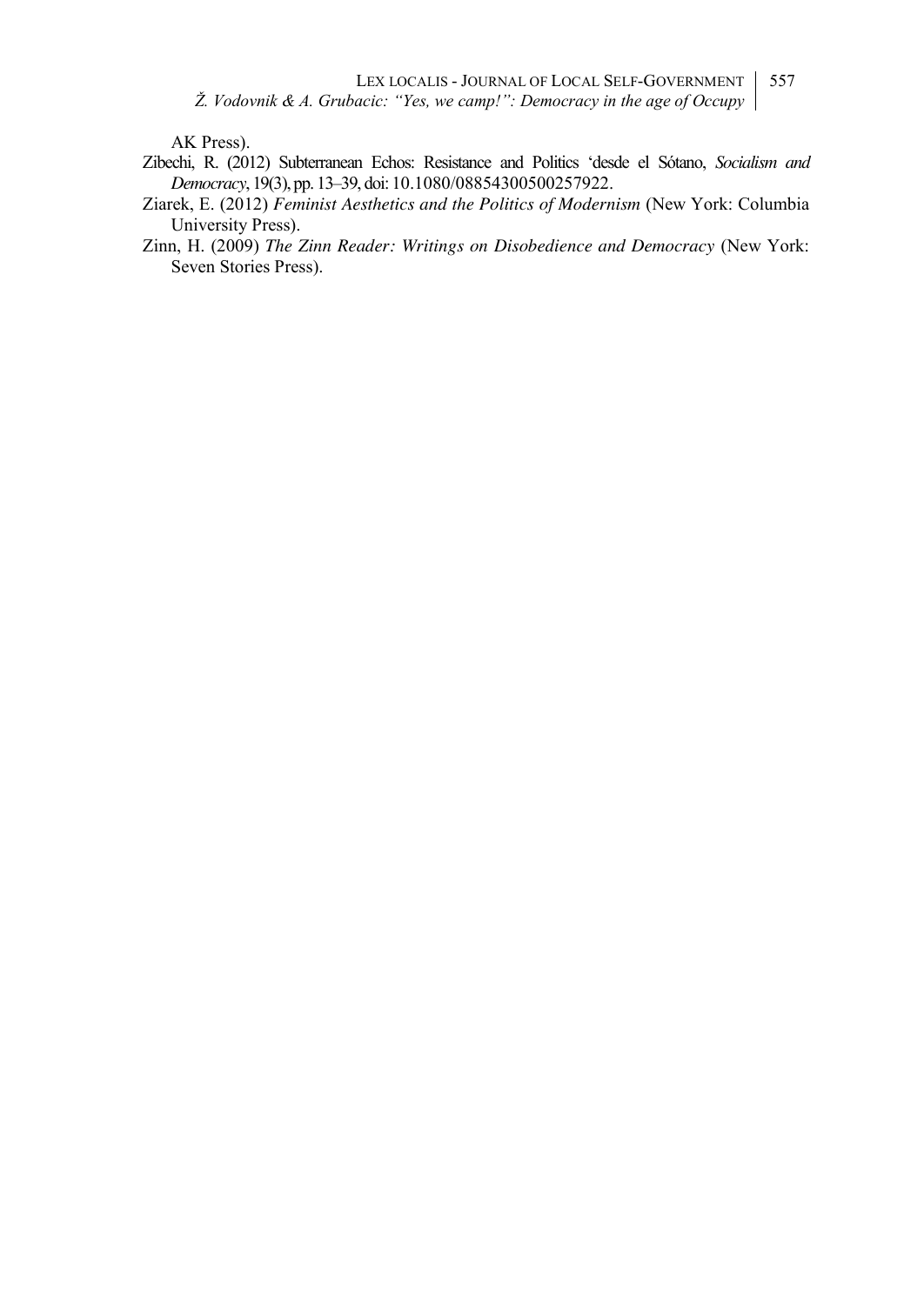AK Press).

Zibechi, R. (2012) Subterranean Echos: Resistance and Politics 'desde el Sótano, *Socialism and Democracy*, 19(3), pp. 13–39, doi: 10.1080/08854300500257922.

Ziarek, E. (2012) *Feminist Aesthetics and the Politics of Modernism* (New York: Columbia University Press).

Zinn, H. (2009) *The Zinn Reader: Writings on Disobedience and Democracy* (New York: Seven Stories Press).